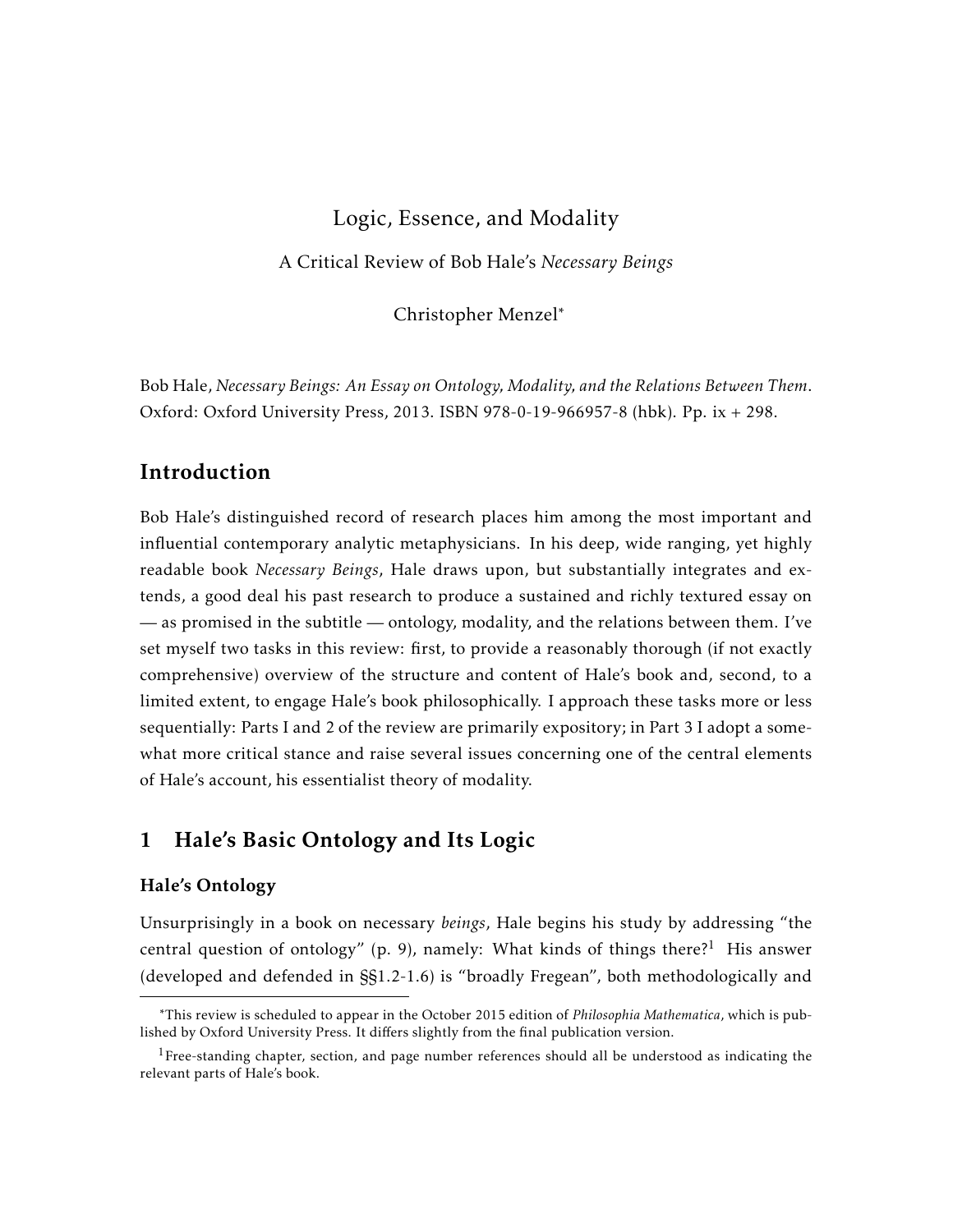# Logic, Essence, and Modality

A Critical Review of Bob Hale's *Necessary Beings*

Christopher Menzel*

Bob Hale, *Necessary Beings: An Essay on Ontology, Modality, and the Relations Between Them*. Oxford: Oxford University Press, 2013. ISBN 978-0-19-966957-8 (hbk). Pp. ix + 298.

## Introduction

Bob Hale's distinguished record of research places him among the most important and influential contemporary analytic metaphysicians. In his deep, wide ranging, yet highly readable book *Necessary Beings*, Hale draws upon, but substantially integrates and extends, a good deal his past research to produce a sustained and richly textured essay on — as promised in the subtitle — ontology, modality, and the relations between them. I've set myself two tasks in this review: first, to provide a reasonably thorough (if not exactly comprehensive) overview of the structure and content of Hale's book and, second, to a limited extent, to engage Hale's book philosophically. I approach these tasks more or less sequentially: Parts I and 2 of the review are primarily expository; in Part 3 I adopt a somewhat more critical stance and raise several issues concerning one of the central elements of Hale's account, his essentialist theory of modality.

## 1 Hale's Basic Ontology and Its Logic

### Hale's Ontology

Unsurprisingly in a book on necessary *beings*, Hale begins his study by addressing "the central question of ontology" (p. 9), namely: What kinds of things there?[1] His answer (developed and defended in §§1.2-1.6) is "broadly Fregean", both methodologically and

*This review is scheduled to appear in the October 2015 edition of *Philosophia Mathematica*, which is published by Oxford University Press. It differs slightly from the final publication version.

[1] Free-standing chapter, section, and page number references should all be understood as indicating the relevant parts of Hale's book.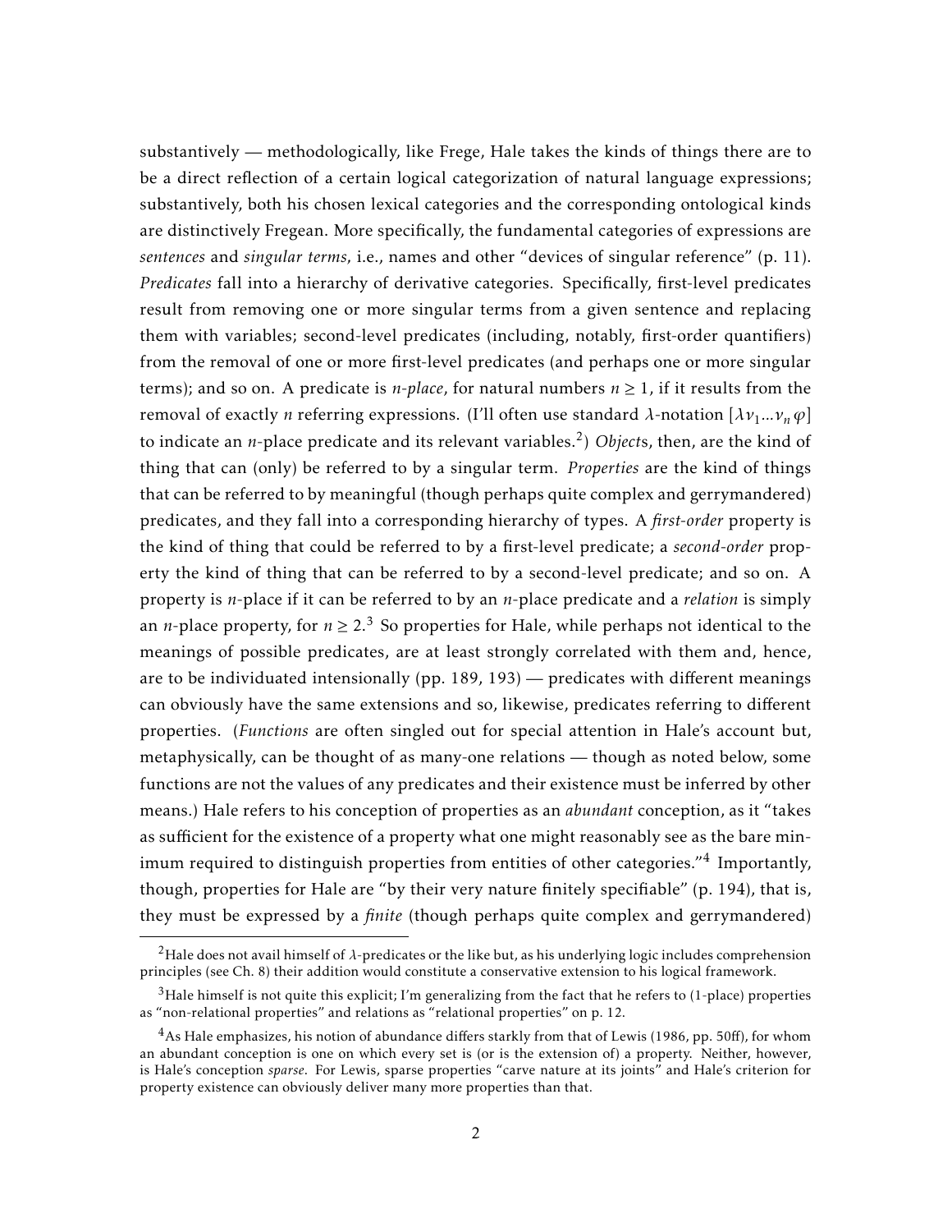substantively — methodologically, like Frege, Hale takes the kinds of things there are to be a direct reflection of a certain logical categorization of natural language expressions; substantively, both his chosen lexical categories and the corresponding ontological kinds are distinctively Fregean. More specifically, the fundamental categories of expressions are *sentences* and *singular terms*, i.e., names and other "devices of singular reference" (p. 11). *Predicates* fall into a hierarchy of derivative categories. Specifically, first-level predicates result from removing one or more singular terms from a given sentence and replacing them with variables; second-level predicates (including, notably, first-order quantifiers) from the removal of one or more first-level predicates (and perhaps one or more singular terms); and so on. A predicate is *n-place*, for natural numbers $n \geq 1$, if it results from the removal of exactly $n$ referring expressions. (I'll often use standard $\lambda$-notation $[\lambda v_1 ... v_n \varphi]$ to indicate an $n$-place predicate and its relevant variables.[2]) *Object*s, then, are the kind of thing that can (only) be referred to by a singular term. *Properties* are the kind of things that can be referred to by meaningful (though perhaps quite complex and gerrymandered) predicates, and they fall into a corresponding hierarchy of types. A *first-order* property is the kind of thing that could be referred to by a first-level predicate; a *second-order* property the kind of thing that can be referred to by a second-level predicate; and so on. A property is $n$-place if it can be referred to by an $n$-place predicate and a *relation* is simply an $n$-place property, for $n \geq 2$.[3] So properties for Hale, while perhaps not identical to the meanings of possible predicates, are at least strongly correlated with them and, hence, are to be individuated intensionally (pp. 189, 193) — predicates with different meanings can obviously have the same extensions and so, likewise, predicates referring to different properties. (*Functions* are often singled out for special attention in Hale's account but, metaphysically, can be thought of as many-one relations — though as noted below, some functions are not the values of any predicates and their existence must be inferred by other means.) Hale refers to his conception of properties as an *abundant* conception, as it "takes as sufficient for the existence of a property what one might reasonably see as the bare minimum required to distinguish properties from entities of other categories."[4] Importantly, though, properties for Hale are "by their very nature finitely specifiable" (p. 194), that is, they must be expressed by a *finite* (though perhaps quite complex and gerrymandered)

[2] Hale does not avail himself of $\lambda$-predicates or the like but, as his underlying logic includes comprehension principles (see Ch. 8) their addition would constitute a conservative extension to his logical framework.

[3] Hale himself is not quite this explicit; I'm generalizing from the fact that he refers to (1-place) properties as "non-relational properties" and relations as "relational properties" on p. 12.

[4] As Hale emphasizes, his notion of abundance differs starkly from that of Lewis (1986, pp. 50ff), for whom an abundant conception is one on which every set is (or is the extension of) a property. Neither, however, is Hale's conception *sparse*. For Lewis, sparse properties "carve nature at its joints" and Hale's criterion for property existence can obviously deliver many more properties than that.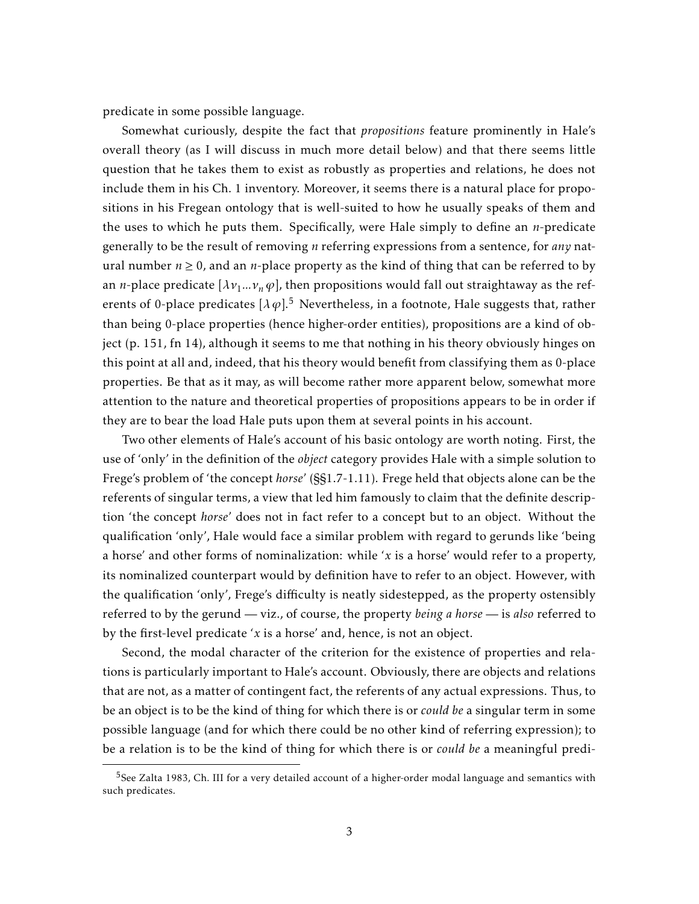predicate in some possible language.

Somewhat curiously, despite the fact that *propositions* feature prominently in Hale's overall theory (as I will discuss in much more detail below) and that there seems little question that he takes them to exist as robustly as properties and relations, he does not include them in his Ch. 1 inventory. Moreover, it seems there is a natural place for propositions in his Fregean ontology that is well-suited to how he usually speaks of them and the uses to which he puts them. Specifically, were Hale simply to define an $n$-predicate generally to be the result of removing $n$ referring expressions from a sentence, for *any* natural number $n \geq 0$, and an $n$-place property as the kind of thing that can be referred to by an $n$-place predicate $[\lambda v_1 ... v_n \varphi]$, then propositions would fall out straightaway as the referents of 0-place predicates $[\lambda \varphi]$.[5] Nevertheless, in a footnote, Hale suggests that, rather than being 0-place properties (hence higher-order entities), propositions are a kind of object (p. 151, fn 14), although it seems to me that nothing in his theory obviously hinges on this point at all and, indeed, that his theory would benefit from classifying them as 0-place properties. Be that as it may, as will become rather more apparent below, somewhat more attention to the nature and theoretical properties of propositions appears to be in order if they are to bear the load Hale puts upon them at several points in his account.

Two other elements of Hale's account of his basic ontology are worth noting. First, the use of 'only' in the definition of the *object* category provides Hale with a simple solution to Frege's problem of 'the concept *horse*' (§§1.7-1.11). Frege held that objects alone can be the referents of singular terms, a view that led him famously to claim that the definite description 'the concept *horse*' does not in fact refer to a concept but to an object. Without the qualification 'only', Hale would face a similar problem with regard to gerunds like 'being a horse' and other forms of nominalization: while '$x$ is a horse' would refer to a property, its nominalized counterpart would by definition have to refer to an object. However, with the qualification 'only', Frege's difficulty is neatly sidestepped, as the property ostensibly referred to by the gerund — viz., of course, the property *being a horse* — is *also* referred to by the first-level predicate '$x$ is a horse' and, hence, is not an object.

Second, the modal character of the criterion for the existence of properties and relations is particularly important to Hale's account. Obviously, there are objects and relations that are not, as a matter of contingent fact, the referents of any actual expressions. Thus, to be an object is to be the kind of thing for which there is or *could be* a singular term in some possible language (and for which there could be no other kind of referring expression); to be a relation is to be the kind of thing for which there is or *could be* a meaningful predi-

[5] See Zalta 1983, Ch. III for a very detailed account of a higher-order modal language and semantics with such predicates.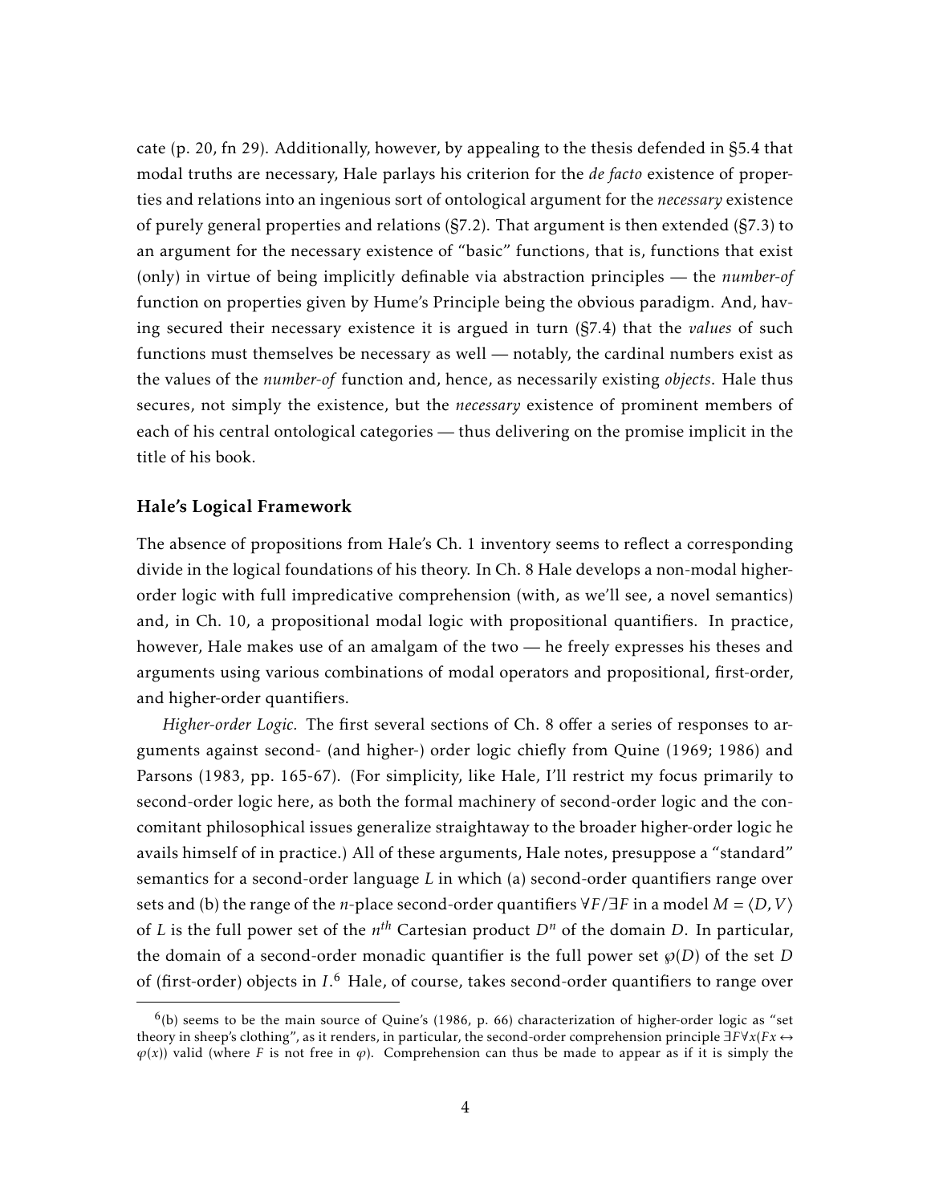cate (p. 20, fn 29). Additionally, however, by appealing to the thesis defended in §5.4 that modal truths are necessary, Hale parlays his criterion for the *de facto* existence of properties and relations into an ingenious sort of ontological argument for the *necessary* existence of purely general properties and relations (§7.2). That argument is then extended (§7.3) to an argument for the necessary existence of "basic" functions, that is, functions that exist (only) in virtue of being implicitly definable via abstraction principles — the *number-of* function on properties given by Hume's Principle being the obvious paradigm. And, having secured their necessary existence it is argued in turn (§7.4) that the *values* of such functions must themselves be necessary as well — notably, the cardinal numbers exist as the values of the *number-of* function and, hence, as necessarily existing *objects*. Hale thus secures, not simply the existence, but the *necessary* existence of prominent members of each of his central ontological categories — thus delivering on the promise implicit in the title of his book.

### Hale's Logical Framework

The absence of propositions from Hale's Ch. 1 inventory seems to reflect a corresponding divide in the logical foundations of his theory. In Ch. 8 Hale develops a non-modal higher-order logic with full impredicative comprehension (with, as we'll see, a novel semantics) and, in Ch. 10, a propositional modal logic with propositional quantifiers. In practice, however, Hale makes use of an amalgam of the two — he freely expresses his theses and arguments using various combinations of modal operators and propositional, first-order, and higher-order quantifiers.

*Higher-order Logic.* The first several sections of Ch. 8 offer a series of responses to arguments against second- (and higher-) order logic chiefly from Quine (1969; 1986) and Parsons (1983, pp. 165-67). (For simplicity, like Hale, I'll restrict my focus primarily to second-order logic here, as both the formal machinery of second-order logic and the concomitant philosophical issues generalize straightaway to the broader higher-order logic he avails himself of in practice.) All of these arguments, Hale notes, presuppose a "standard" semantics for a second-order language $L$ in which (a) second-order quantifiers range over sets and (b) the range of the $n$-place second-order quantifiers $\forall F/\exists F$ in a model $M = \langle D, V \rangle$ of $L$ is the full power set of the $n^{th}$ Cartesian product $D^n$ of the domain $D$. In particular, the domain of a second-order monadic quantifier is the full power set $\wp(D)$ of the set $D$ of (first-order) objects in $I$.[6] Hale, of course, takes second-order quantifiers to range over

[6](b) seems to be the main source of Quine's (1986, p. 66) characterization of higher-order logic as "set theory in sheep's clothing", as it renders, in particular, the second-order comprehension principle $\exists F \forall x(Fx \leftrightarrow \varphi(x))$ valid (where $F$ is not free in $\varphi$). Comprehension can thus be made to appear as if it is simply the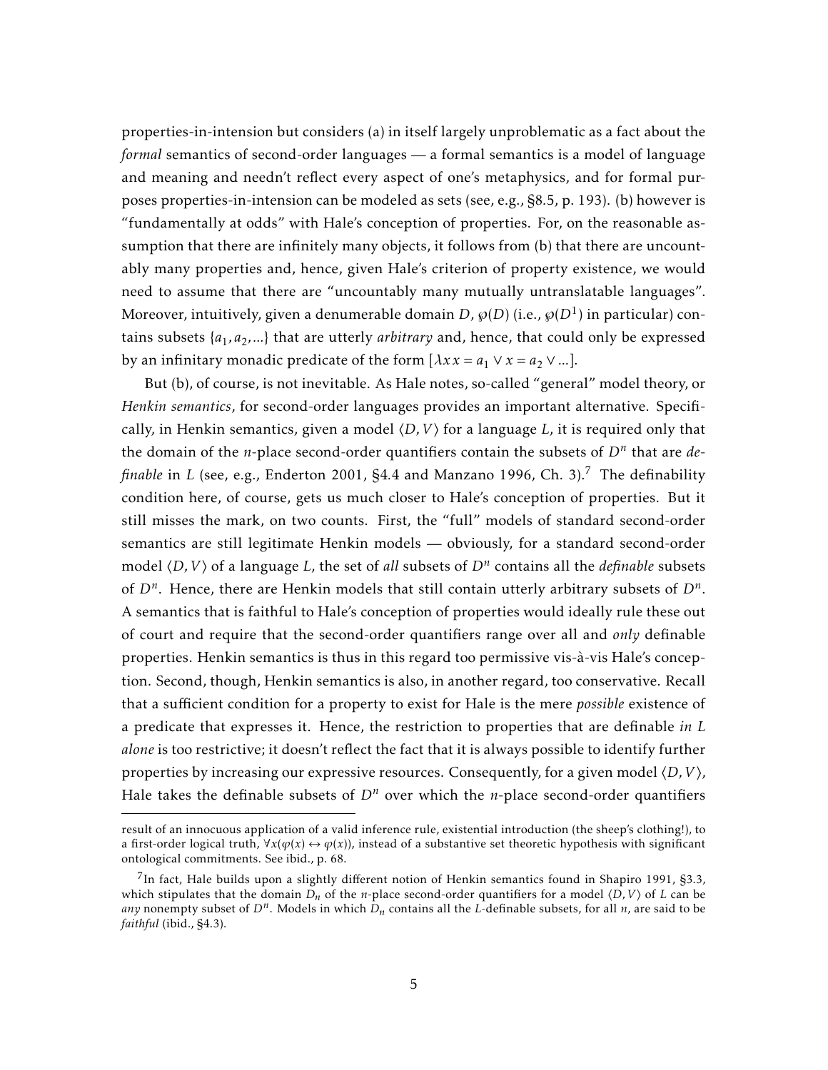properties-in-intension but considers (a) in itself largely unproblematic as a fact about the *formal* semantics of second-order languages — a formal semantics is a model of language and meaning and needn't reflect every aspect of one's metaphysics, and for formal purposes properties-in-intension can be modeled as sets (see, e.g., §8.5, p. 193). (b) however is "fundamentally at odds" with Hale's conception of properties. For, on the reasonable assumption that there are infinitely many objects, it follows from (b) that there are uncountably many properties and, hence, given Hale's criterion of property existence, we would need to assume that there are "uncountably many mutually untranslatable languages". Moreover, intuitively, given a denumerable domain $D$, $\wp(D)$ (i.e., $\wp(D^1)$ in particular) contains subsets $\{a_1, a_2, ...\}$ that are utterly *arbitrary* and, hence, that could only be expressed by an infinitary monadic predicate of the form $[\lambda x\, x = a_1 \vee x = a_2 \vee ...]$.

But (b), of course, is not inevitable. As Hale notes, so-called "general" model theory, or *Henkin semantics*, for second-order languages provides an important alternative. Specifically, in Henkin semantics, given a model $\langle D, V \rangle$ for a language $L$, it is required only that the domain of the $n$-place second-order quantifiers contain the subsets of $D^n$ that are *definable* in $L$ (see, e.g., Enderton 2001, §4.4 and Manzano 1996, Ch. 3).[7] The definability condition here, of course, gets us much closer to Hale's conception of properties. But it still misses the mark, on two counts. First, the "full" models of standard second-order semantics are still legitimate Henkin models — obviously, for a standard second-order model $\langle D, V \rangle$ of a language $L$, the set of *all* subsets of $D^n$ contains all the *definable* subsets of $D^n$. Hence, there are Henkin models that still contain utterly arbitrary subsets of $D^n$. A semantics that is faithful to Hale's conception of properties would ideally rule these out of court and require that the second-order quantifiers range over all and *only* definable properties. Henkin semantics is thus in this regard too permissive vis-à-vis Hale's conception. Second, though, Henkin semantics is also, in another regard, too conservative. Recall that a sufficient condition for a property to exist for Hale is the mere *possible* existence of a predicate that expresses it. Hence, the restriction to properties that are definable *in L alone* is too restrictive; it doesn't reflect the fact that it is always possible to identify further properties by increasing our expressive resources. Consequently, for a given model $\langle D, V \rangle$, Hale takes the definable subsets of $D^n$ over which the $n$-place second-order quantifiers

---

result of an innocuous application of a valid inference rule, existential introduction (the sheep's clothing!), to a first-order logical truth, $\forall x(\varphi(x) \leftrightarrow \varphi(x))$, instead of a substantive set theoretic hypothesis with significant ontological commitments. See ibid., p. 68.

[7] In fact, Hale builds upon a slightly different notion of Henkin semantics found in Shapiro 1991, §3.3, which stipulates that the domain $D_n$ of the $n$-place second-order quantifiers for a model $\langle D, V \rangle$ of $L$ can be *any* nonempty subset of $D^n$. Models in which $D_n$ contains all the $L$-definable subsets, for all $n$, are said to be *faithful* (ibid., §4.3).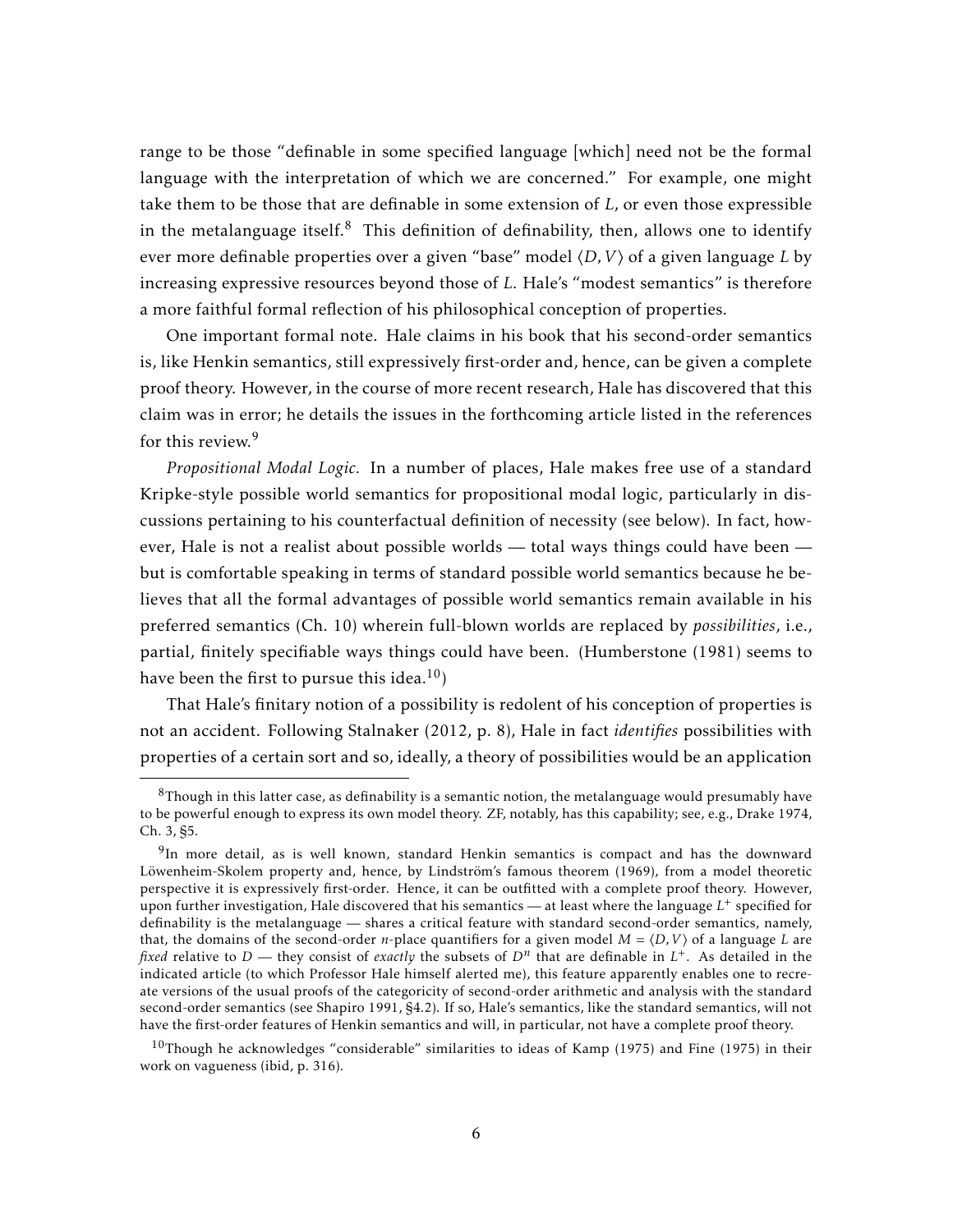range to be those "definable in some specified language [which] need not be the formal language with the interpretation of which we are concerned." For example, one might take them to be those that are definable in some extension of $L$, or even those expressible in the metalanguage itself.[8] This definition of definability, then, allows one to identify ever more definable properties over a given "base" model $\langle D, V\rangle$ of a given language $L$ by increasing expressive resources beyond those of $L$. Hale's "modest semantics" is therefore a more faithful formal reflection of his philosophical conception of properties.

One important formal note. Hale claims in his book that his second-order semantics is, like Henkin semantics, still expressively first-order and, hence, can be given a complete proof theory. However, in the course of more recent research, Hale has discovered that this claim was in error; he details the issues in the forthcoming article listed in the references for this review.[9]

*Propositional Modal Logic.* In a number of places, Hale makes free use of a standard Kripke-style possible world semantics for propositional modal logic, particularly in discussions pertaining to his counterfactual definition of necessity (see below). In fact, however, Hale is not a realist about possible worlds — total ways things could have been — but is comfortable speaking in terms of standard possible world semantics because he believes that all the formal advantages of possible world semantics remain available in his preferred semantics (Ch. 10) wherein full-blown worlds are replaced by *possibilities*, i.e., partial, finitely specifiable ways things could have been. (Humberstone (1981) seems to have been the first to pursue this idea.[10])

That Hale's finitary notion of a possibility is redolent of his conception of properties is not an accident. Following Stalnaker (2012, p. 8), Hale in fact *identifies* possibilities with properties of a certain sort and so, ideally, a theory of possibilities would be an application

[8] Though in this latter case, as definability is a semantic notion, the metalanguage would presumably have to be powerful enough to express its own model theory. ZF, notably, has this capability; see, e.g., Drake 1974, Ch. 3, §5.

[9] In more detail, as is well known, standard Henkin semantics is compact and has the downward Löwenheim-Skolem property and, hence, by Lindström's famous theorem (1969), from a model theoretic perspective it is expressively first-order. Hence, it can be outfitted with a complete proof theory. However, upon further investigation, Hale discovered that his semantics — at least where the language $L^+$ specified for definability is the metalanguage — shares a critical feature with standard second-order semantics, namely, that, the domains of the second-order $n$-place quantifiers for a given model $M = \langle D, V\rangle$ of a language $L$ are *fixed* relative to $D$ — they consist of *exactly* the subsets of $D^n$ that are definable in $L^+$. As detailed in the indicated article (to which Professor Hale himself alerted me), this feature apparently enables one to recreate versions of the usual proofs of the categoricity of second-order arithmetic and analysis with the standard second-order semantics (see Shapiro 1991, §4.2). If so, Hale's semantics, like the standard semantics, will not have the first-order features of Henkin semantics and will, in particular, not have a complete proof theory.

[10] Though he acknowledges "considerable" similarities to ideas of Kamp (1975) and Fine (1975) in their work on vagueness (ibid, p. 316).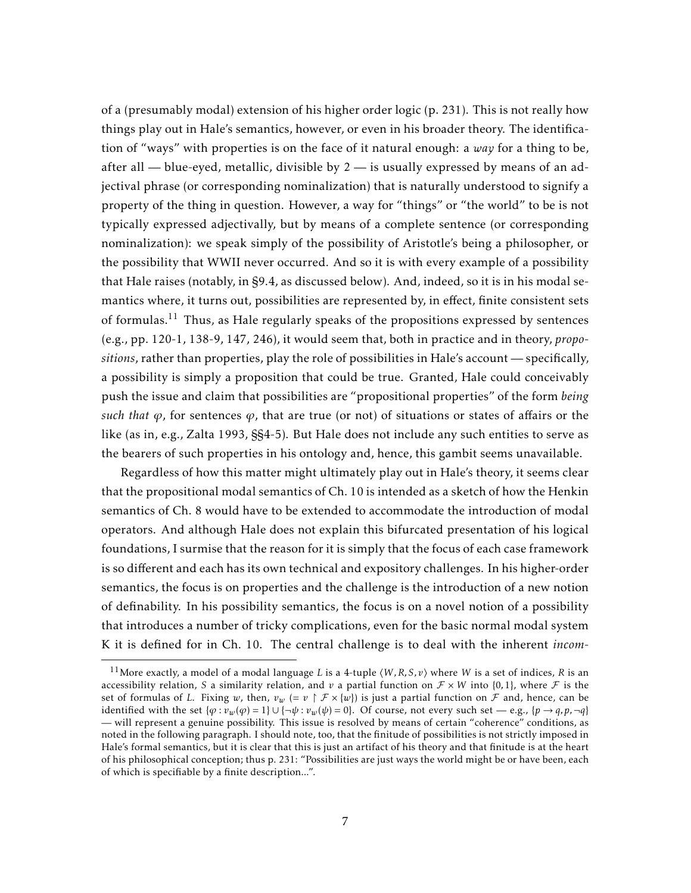of a (presumably modal) extension of his higher order logic (p. 231). This is not really how things play out in Hale's semantics, however, or even in his broader theory. The identification of "ways" with properties is on the face of it natural enough: a *way* for a thing to be, after all — blue-eyed, metallic, divisible by 2 — is usually expressed by means of an adjectival phrase (or corresponding nominalization) that is naturally understood to signify a property of the thing in question. However, a way for "things" or "the world" to be is not typically expressed adjectivally, but by means of a complete sentence (or corresponding nominalization): we speak simply of the possibility of Aristotle's being a philosopher, or the possibility that WWII never occurred. And so it is with every example of a possibility that Hale raises (notably, in §9.4, as discussed below). And, indeed, so it is in his modal semantics where, it turns out, possibilities are represented by, in effect, finite consistent sets of formulas.[11] Thus, as Hale regularly speaks of the propositions expressed by sentences (e.g., pp. 120-1, 138-9, 147, 246), it would seem that, both in practice and in theory, *propositions*, rather than properties, play the role of possibilities in Hale's account — specifically, a possibility is simply a proposition that could be true. Granted, Hale could conceivably push the issue and claim that possibilities are "propositional properties" of the form *being such that* $\varphi$, for sentences $\varphi$, that are true (or not) of situations or states of affairs or the like (as in, e.g., Zalta 1993, §§4-5). But Hale does not include any such entities to serve as the bearers of such properties in his ontology and, hence, this gambit seems unavailable.

Regardless of how this matter might ultimately play out in Hale's theory, it seems clear that the propositional modal semantics of Ch. 10 is intended as a sketch of how the Henkin semantics of Ch. 8 would have to be extended to accommodate the introduction of modal operators. And although Hale does not explain this bifurcated presentation of his logical foundations, I surmise that the reason for it is simply that the focus of each case framework is so different and each has its own technical and expository challenges. In his higher-order semantics, the focus is on properties and the challenge is the introduction of a new notion of definability. In his possibility semantics, the focus is on a novel notion of a possibility that introduces a number of tricky complications, even for the basic normal modal system K it is defined for in Ch. 10. The central challenge is to deal with the inherent *incom-*

[11] More exactly, a model of a modal language $L$ is a 4-tuple $\langle W, R, S, v \rangle$ where $W$ is a set of indices, $R$ is an accessibility relation, $S$ a similarity relation, and $v$ a partial function on $\mathcal{F} \times W$ into $\{0,1\}$, where $\mathcal{F}$ is the set of formulas of $L$. Fixing $w$, then, $v_w$ ($= v \upharpoonright \mathcal{F} \times \{w\}$) is just a partial function on $\mathcal{F}$ and, hence, can be identified with the set $\{\varphi : v_w(\varphi) = 1\} \cup \{\neg\psi : v_w(\psi) = 0\}$. Of course, not every such set — e.g., $\{p \to q, p, \neg q\}$ — will represent a genuine possibility. This issue is resolved by means of certain "coherence" conditions, as noted in the following paragraph. I should note, too, that the finitude of possibilities is not strictly imposed in Hale's formal semantics, but it is clear that this is just an artifact of his theory and that finitude is at the heart of his philosophical conception; thus p. 231: "Possibilities are just ways the world might be or have been, each of which is specifiable by a finite description...".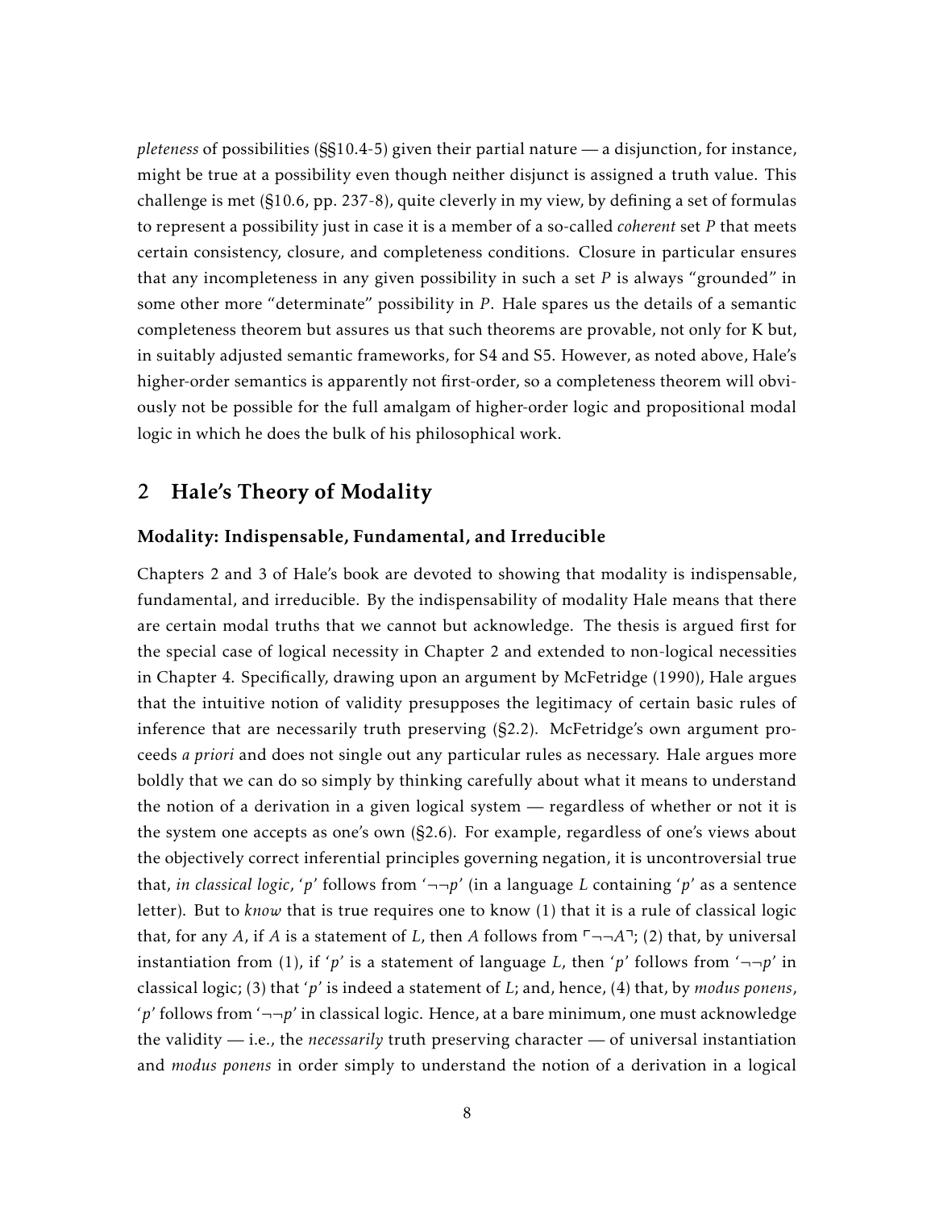*pleteness* of possibilities (§§10.4-5) given their partial nature — a disjunction, for instance, might be true at a possibility even though neither disjunct is assigned a truth value. This challenge is met (§10.6, pp. 237-8), quite cleverly in my view, by defining a set of formulas to represent a possibility just in case it is a member of a so-called *coherent* set $P$ that meets certain consistency, closure, and completeness conditions. Closure in particular ensures that any incompleteness in any given possibility in such a set $P$ is always "grounded" in some other more "determinate" possibility in $P$. Hale spares us the details of a semantic completeness theorem but assures us that such theorems are provable, not only for K but, in suitably adjusted semantic frameworks, for S4 and S5. However, as noted above, Hale's higher-order semantics is apparently not first-order, so a completeness theorem will obviously not be possible for the full amalgam of higher-order logic and propositional modal logic in which he does the bulk of his philosophical work.

## 2 Hale's Theory of Modality

### Modality: Indispensable, Fundamental, and Irreducible

Chapters 2 and 3 of Hale's book are devoted to showing that modality is indispensable, fundamental, and irreducible. By the indispensability of modality Hale means that there are certain modal truths that we cannot but acknowledge. The thesis is argued first for the special case of logical necessity in Chapter 2 and extended to non-logical necessities in Chapter 4. Specifically, drawing upon an argument by McFetridge (1990), Hale argues that the intuitive notion of validity presupposes the legitimacy of certain basic rules of inference that are necessarily truth preserving (§2.2). McFetridge's own argument proceeds *a priori* and does not single out any particular rules as necessary. Hale argues more boldly that we can do so simply by thinking carefully about what it means to understand the notion of a derivation in a given logical system — regardless of whether or not it is the system one accepts as one's own (§2.6). For example, regardless of one's views about the objectively correct inferential principles governing negation, it is uncontroversial true that, *in classical logic*, '$p$' follows from '$\neg\neg p$' (in a language $L$ containing '$p$' as a sentence letter). But to *know* that is true requires one to know (1) that it is a rule of classical logic that, for any $A$, if $A$ is a statement of $L$, then $A$ follows from $\ulcorner\neg\neg A\urcorner$; (2) that, by universal instantiation from (1), if '$p$' is a statement of language $L$, then '$p$' follows from '$\neg\neg p$' in classical logic; (3) that '$p$' is indeed a statement of $L$; and, hence, (4) that, by *modus ponens*, '$p$' follows from '$\neg\neg p$' in classical logic. Hence, at a bare minimum, one must acknowledge the validity — i.e., the *necessarily* truth preserving character — of universal instantiation and *modus ponens* in order simply to understand the notion of a derivation in a logical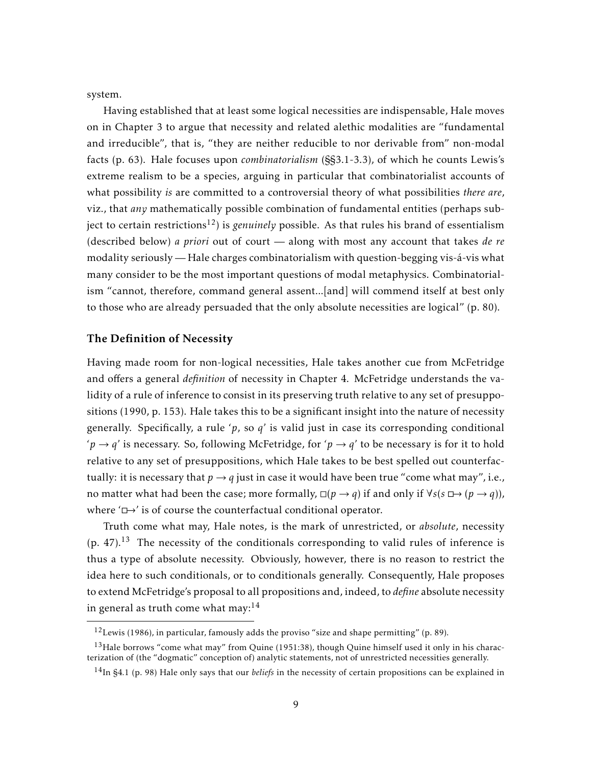system.

Having established that at least some logical necessities are indispensable, Hale moves on in Chapter 3 to argue that necessity and related alethic modalities are "fundamental and irreducible", that is, "they are neither reducible to nor derivable from" non-modal facts (p. 63). Hale focuses upon *combinatorialism* (§§3.1-3.3), of which he counts Lewis's extreme realism to be a species, arguing in particular that combinatorialist accounts of what possibility *is* are committed to a controversial theory of what possibilities *there are*, viz., that *any* mathematically possible combination of fundamental entities (perhaps subject to certain restrictions[12]) is *genuinely* possible. As that rules his brand of essentialism (described below) *a priori* out of court — along with most any account that takes *de re* modality seriously — Hale charges combinatorialism with question-begging vis-á-vis what many consider to be the most important questions of modal metaphysics. Combinatorialism "cannot, therefore, command general assent...[and] will commend itself at best only to those who are already persuaded that the only absolute necessities are logical" (p. 80).

### The Definition of Necessity

Having made room for non-logical necessities, Hale takes another cue from McFetridge and offers a general *definition* of necessity in Chapter 4. McFetridge understands the validity of a rule of inference to consist in its preserving truth relative to any set of presuppositions (1990, p. 153). Hale takes this to be a significant insight into the nature of necessity generally. Specifically, a rule '$p$, so $q$' is valid just in case its corresponding conditional '$p \rightarrow q$' is necessary. So, following McFetridge, for '$p \rightarrow q$' to be necessary is for it to hold relative to any set of presuppositions, which Hale takes to be best spelled out counterfactually: it is necessary that $p \rightarrow q$ just in case it would have been true "come what may", i.e., no matter what had been the case; more formally, $\Box(p \rightarrow q)$ if and only if $\forall s(s \,\Box\!\!\rightarrow (p \rightarrow q))$, where '$\Box\!\!\rightarrow$' is of course the counterfactual conditional operator.

Truth come what may, Hale notes, is the mark of unrestricted, or *absolute*, necessity (p. 47).[13] The necessity of the conditionals corresponding to valid rules of inference is thus a type of absolute necessity. Obviously, however, there is no reason to restrict the idea here to such conditionals, or to conditionals generally. Consequently, Hale proposes to extend McFetridge's proposal to all propositions and, indeed, to *define* absolute necessity in general as truth come what may:[14]

[12] Lewis (1986), in particular, famously adds the proviso "size and shape permitting" (p. 89).

[13] Hale borrows "come what may" from Quine (1951:38), though Quine himself used it only in his characterization of (the "dogmatic" conception of) analytic statements, not of unrestricted necessities generally.

[14] In §4.1 (p. 98) Hale only says that our *beliefs* in the necessity of certain propositions can be explained in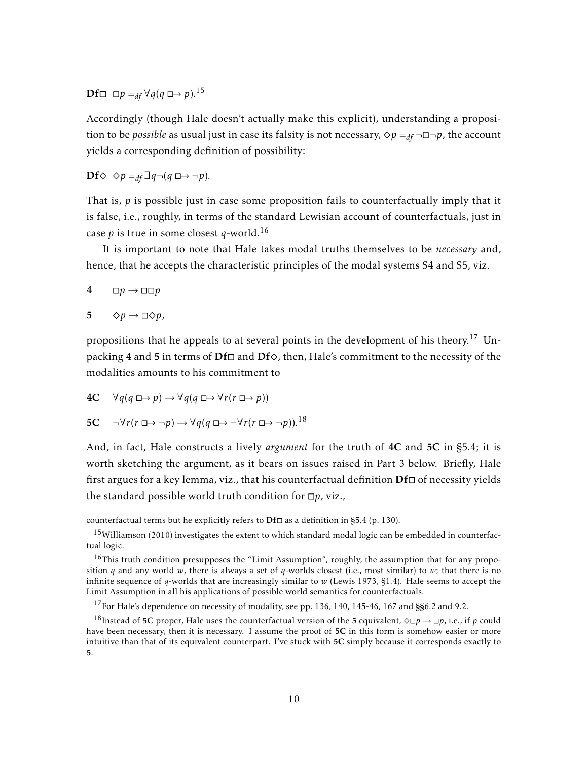**Df□** $\Box p =_{df} \forall q(q \mathrel{\Box\!\!\rightarrow} p)$.[15]

Accordingly (though Hale doesn't actually make this explicit), understanding a proposition to be *possible* as usual just in case its falsity is not necessary, $\Diamond p =_{df} \neg\Box\neg p$, the account yields a corresponding definition of possibility:

**Df◇** $\Diamond p =_{df} \exists q \neg(q \mathrel{\Box\!\!\rightarrow} \neg p)$.

That is, $p$ is possible just in case some proposition fails to counterfactually imply that it is false, i.e., roughly, in terms of the standard Lewisian account of counterfactuals, just in case $p$ is true in some closest $q$-world.[16]

It is important to note that Hale takes modal truths themselves to be *necessary* and, hence, that he accepts the characteristic principles of the modal systems S4 and S5, viz.

**4** $\quad \Box p \rightarrow \Box\Box p$

**5** $\quad \Diamond p \rightarrow \Box\Diamond p$,

propositions that he appeals to at several points in the development of his theory.[17] Unpacking **4** and **5** in terms of **Df□** and **Df◇**, then, Hale's commitment to the necessity of the modalities amounts to his commitment to

**4C** $\quad \forall q(q \mathrel{\Box\!\!\rightarrow} p) \rightarrow \forall q(q \mathrel{\Box\!\!\rightarrow} \forall r(r \mathrel{\Box\!\!\rightarrow} p))$

**5C** $\quad \neg\forall r(r \mathrel{\Box\!\!\rightarrow} \neg p) \rightarrow \forall q(q \mathrel{\Box\!\!\rightarrow} \neg\forall r(r \mathrel{\Box\!\!\rightarrow} \neg p))$.[18]

And, in fact, Hale constructs a lively *argument* for the truth of **4C** and **5C** in §5.4; it is worth sketching the argument, as it bears on issues raised in Part 3 below. Briefly, Hale first argues for a key lemma, viz., that his counterfactual definition **Df□** of necessity yields the standard possible world truth condition for $\Box p$, viz.,

---

counterfactual terms but he explicitly refers to **Df□** as a definition in §5.4 (p. 130).

[15] Williamson (2010) investigates the extent to which standard modal logic can be embedded in counterfactual logic.

[16] This truth condition presupposes the "Limit Assumption", roughly, the assumption that for any proposition $q$ and any world $w$, there is always a set of $q$-worlds closest (i.e., most similar) to $w$; that there is no infinite sequence of $q$-worlds that are increasingly similar to $w$ (Lewis 1973, §1.4). Hale seems to accept the Limit Assumption in all his applications of possible world semantics for counterfactuals.

[17] For Hale's dependence on necessity of modality, see pp. 136, 140, 145-46, 167 and §§6.2 and 9.2.

[18] Instead of **5C** proper, Hale uses the counterfactual version of the **5** equivalent, $\Diamond\Box p \rightarrow \Box p$, i.e., if $p$ could have been necessary, then it is necessary. I assume the proof of **5C** in this form is somehow easier or more intuitive than that of its equivalent counterpart. I've stuck with **5C** simply because it corresponds exactly to **5**.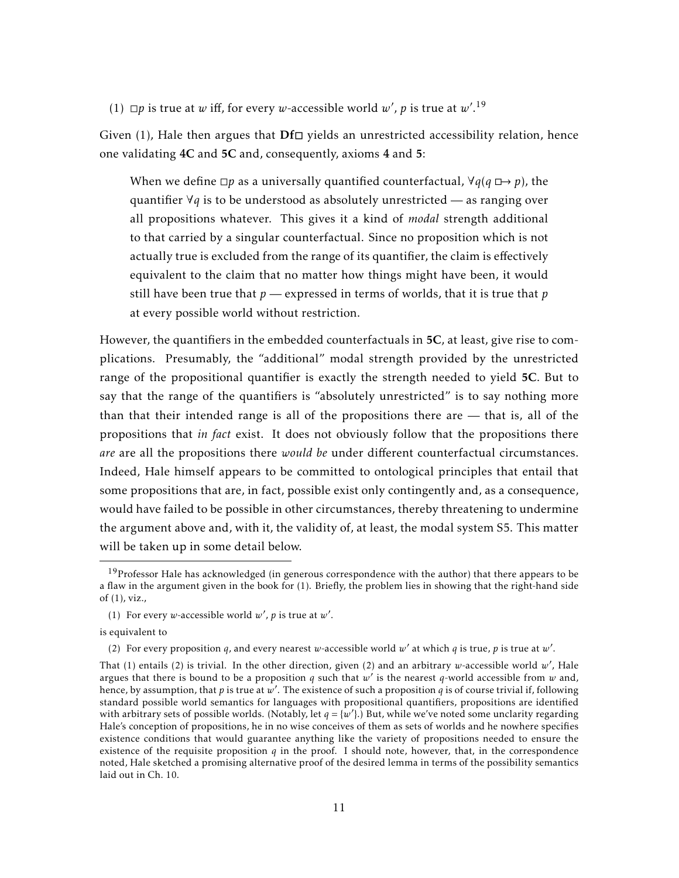(1) $\Box p$ is true at $w$ iff, for every $w$-accessible world $w'$, $p$ is true at $w'$.[19]

Given (1), Hale then argues that **Df**$\Box$ yields an unrestricted accessibility relation, hence one validating **4C** and **5C** and, consequently, axioms **4** and **5**:

> When we define $\Box p$ as a universally quantified counterfactual, $\forall q(q \mathrel{\Box\!\!\rightarrow} p)$, the quantifier $\forall q$ is to be understood as absolutely unrestricted — as ranging over all propositions whatever. This gives it a kind of *modal* strength additional to that carried by a singular counterfactual. Since no proposition which is not actually true is excluded from the range of its quantifier, the claim is effectively equivalent to the claim that no matter how things might have been, it would still have been true that $p$ — expressed in terms of worlds, that it is true that $p$ at every possible world without restriction.

However, the quantifiers in the embedded counterfactuals in **5C**, at least, give rise to complications. Presumably, the "additional" modal strength provided by the unrestricted range of the propositional quantifier is exactly the strength needed to yield **5C**. But to say that the range of the quantifiers is "absolutely unrestricted" is to say nothing more than that their intended range is all of the propositions there are — that is, all of the propositions that *in fact* exist. It does not obviously follow that the propositions there *are* are all the propositions there *would be* under different counterfactual circumstances. Indeed, Hale himself appears to be committed to ontological principles that entail that some propositions that are, in fact, possible exist only contingently and, as a consequence, would have failed to be possible in other circumstances, thereby threatening to undermine the argument above and, with it, the validity of, at least, the modal system S5. This matter will be taken up in some detail below.

---

[19] Professor Hale has acknowledged (in generous correspondence with the author) that there appears to be a flaw in the argument given in the book for (1). Briefly, the problem lies in showing that the right-hand side of (1), viz.,

(1) For every $w$-accessible world $w'$, $p$ is true at $w'$.

is equivalent to

(2) For every proposition $q$, and every nearest $w$-accessible world $w'$ at which $q$ is true, $p$ is true at $w'$.

That (1) entails (2) is trivial. In the other direction, given (2) and an arbitrary $w$-accessible world $w'$, Hale argues that there is bound to be a proposition $q$ such that $w'$ is the nearest $q$-world accessible from $w$ and, hence, by assumption, that $p$ is true at $w'$. The existence of such a proposition $q$ is of course trivial if, following standard possible world semantics for languages with propositional quantifiers, propositions are identified with arbitrary sets of possible worlds. (Notably, let $q = \{w'\}$.) But, while we've noted some unclarity regarding Hale's conception of propositions, he in no wise conceives of them as sets of worlds and he nowhere specifies existence conditions that would guarantee anything like the variety of propositions needed to ensure the existence of the requisite proposition $q$ in the proof. I should note, however, that, in the correspondence noted, Hale sketched a promising alternative proof of the desired lemma in terms of the possibility semantics laid out in Ch. 10.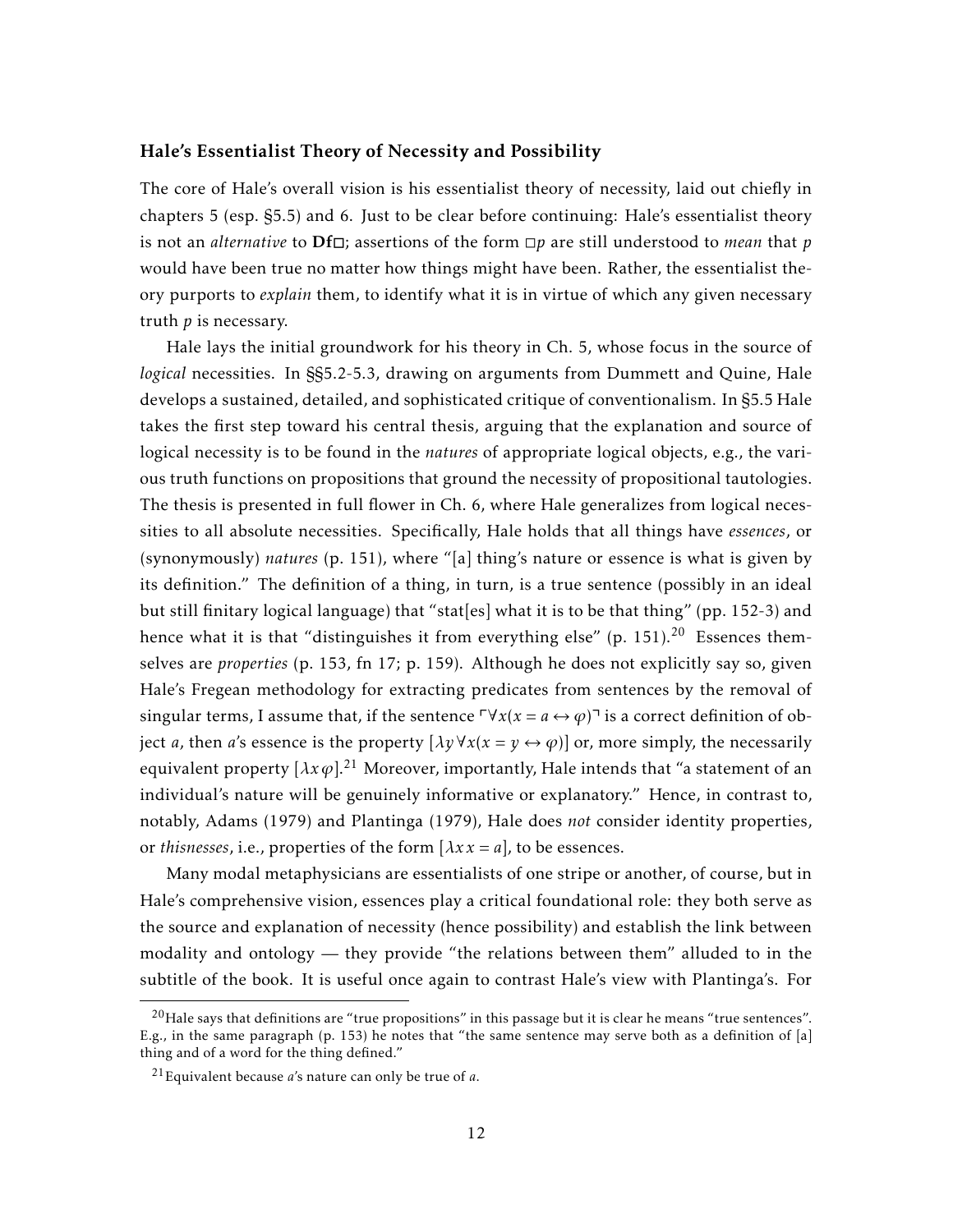### Hale's Essentialist Theory of Necessity and Possibility

The core of Hale's overall vision is his essentialist theory of necessity, laid out chiefly in chapters 5 (esp. §5.5) and 6. Just to be clear before continuing: Hale's essentialist theory is not an *alternative* to **Df**$\Box$; assertions of the form $\Box p$ are still understood to *mean* that $p$ would have been true no matter how things might have been. Rather, the essentialist theory purports to *explain* them, to identify what it is in virtue of which any given necessary truth $p$ is necessary.

Hale lays the initial groundwork for his theory in Ch. 5, whose focus in the source of *logical* necessities. In §§5.2-5.3, drawing on arguments from Dummett and Quine, Hale develops a sustained, detailed, and sophisticated critique of conventionalism. In §5.5 Hale takes the first step toward his central thesis, arguing that the explanation and source of logical necessity is to be found in the *natures* of appropriate logical objects, e.g., the various truth functions on propositions that ground the necessity of propositional tautologies. The thesis is presented in full flower in Ch. 6, where Hale generalizes from logical necessities to all absolute necessities. Specifically, Hale holds that all things have *essences*, or (synonymously) *natures* (p. 151), where "[a] thing's nature or essence is what is given by its definition." The definition of a thing, in turn, is a true sentence (possibly in an ideal but still finitary logical language) that "stat[es] what it is to be that thing" (pp. 152-3) and hence what it is that "distinguishes it from everything else" (p. 151).[20] Essences themselves are *properties* (p. 153, fn 17; p. 159). Although he does not explicitly say so, given Hale's Fregean methodology for extracting predicates from sentences by the removal of singular terms, I assume that, if the sentence $\ulcorner \forall x(x = a \leftrightarrow \varphi)\urcorner$ is a correct definition of object $a$, then $a$'s essence is the property $[\lambda y \forall x(x = y \leftrightarrow \varphi)]$ or, more simply, the necessarily equivalent property $[\lambda x \varphi]$.[21] Moreover, importantly, Hale intends that "a statement of an individual's nature will be genuinely informative or explanatory." Hence, in contrast to, notably, Adams (1979) and Plantinga (1979), Hale does *not* consider identity properties, or *thisnesses*, i.e., properties of the form $[\lambda x\, x = a]$, to be essences.

Many modal metaphysicians are essentialists of one stripe or another, of course, but in Hale's comprehensive vision, essences play a critical foundational role: they both serve as the source and explanation of necessity (hence possibility) and establish the link between modality and ontology — they provide "the relations between them" alluded to in the subtitle of the book. It is useful once again to contrast Hale's view with Plantinga's. For

---

[20] Hale says that definitions are "true propositions" in this passage but it is clear he means "true sentences". E.g., in the same paragraph (p. 153) he notes that "the same sentence may serve both as a definition of [a] thing and of a word for the thing defined."

[21] Equivalent because $a$'s nature can only be true of $a$.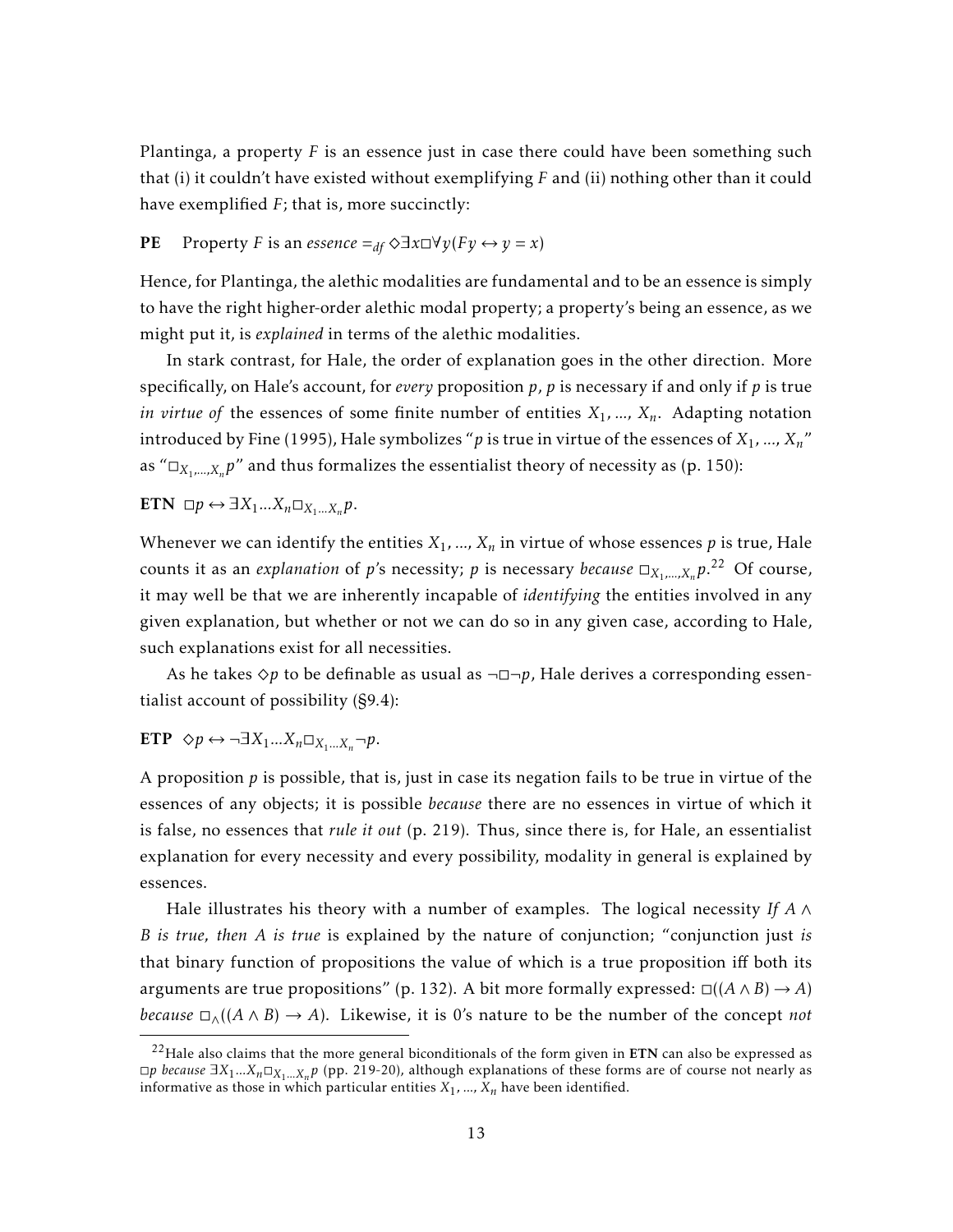Plantinga, a property $F$ is an essence just in case there could have been something such that (i) it couldn't have existed without exemplifying $F$ and (ii) nothing other than it could have exemplified $F$; that is, more succinctly:

**PE** Property $F$ is an *essence* $=_{df} \Diamond\exists x\Box\forall y(Fy \leftrightarrow y = x)$

Hence, for Plantinga, the alethic modalities are fundamental and to be an essence is simply to have the right higher-order alethic modal property; a property's being an essence, as we might put it, is *explained* in terms of the alethic modalities.

In stark contrast, for Hale, the order of explanation goes in the other direction. More specifically, on Hale's account, for *every* proposition $p$, $p$ is necessary if and only if $p$ is true *in virtue of* the essences of some finite number of entities $X_1, ..., X_n$. Adapting notation introduced by Fine (1995), Hale symbolizes "$p$ is true in virtue of the essences of $X_1, ..., X_n$" as "$\Box_{X_1,...,X_n} p$" and thus formalizes the essentialist theory of necessity as (p. 150):

**ETN** $\Box p \leftrightarrow \exists X_1...X_n \Box_{X_1...X_n} p$.

Whenever we can identify the entities $X_1, ..., X_n$ in virtue of whose essences $p$ is true, Hale counts it as an *explanation* of $p$'s necessity; $p$ is necessary *because* $\Box_{X_1,...,X_n} p$.[22] Of course, it may well be that we are inherently incapable of *identifying* the entities involved in any given explanation, but whether or not we can do so in any given case, according to Hale, such explanations exist for all necessities.

As he takes $\Diamond p$ to be definable as usual as $\neg\Box\neg p$, Hale derives a corresponding essentialist account of possibility (§9.4):

**ETP** $\Diamond p \leftrightarrow \neg\exists X_1...X_n \Box_{X_1...X_n} \neg p$.

A proposition $p$ is possible, that is, just in case its negation fails to be true in virtue of the essences of any objects; it is possible *because* there are no essences in virtue of which it is false, no essences that *rule it out* (p. 219). Thus, since there is, for Hale, an essentialist explanation for every necessity and every possibility, modality in general is explained by essences.

Hale illustrates his theory with a number of examples. The logical necessity *If $A \wedge B$ is true, then $A$ is true* is explained by the nature of conjunction; "conjunction just *is* that binary function of propositions the value of which is a true proposition iff both its arguments are true propositions" (p. 132). A bit more formally expressed: $\Box((A \wedge B) \rightarrow A)$ *because* $\Box_{\wedge}((A \wedge B) \rightarrow A)$. Likewise, it is 0's nature to be the number of the concept *not*

[22] Hale also claims that the more general biconditionals of the form given in **ETN** can also be expressed as $\Box p$ *because* $\exists X_1...X_n \Box_{X_1...X_n} p$ (pp. 219-20), although explanations of these forms are of course not nearly as informative as those in which particular entities $X_1, ..., X_n$ have been identified.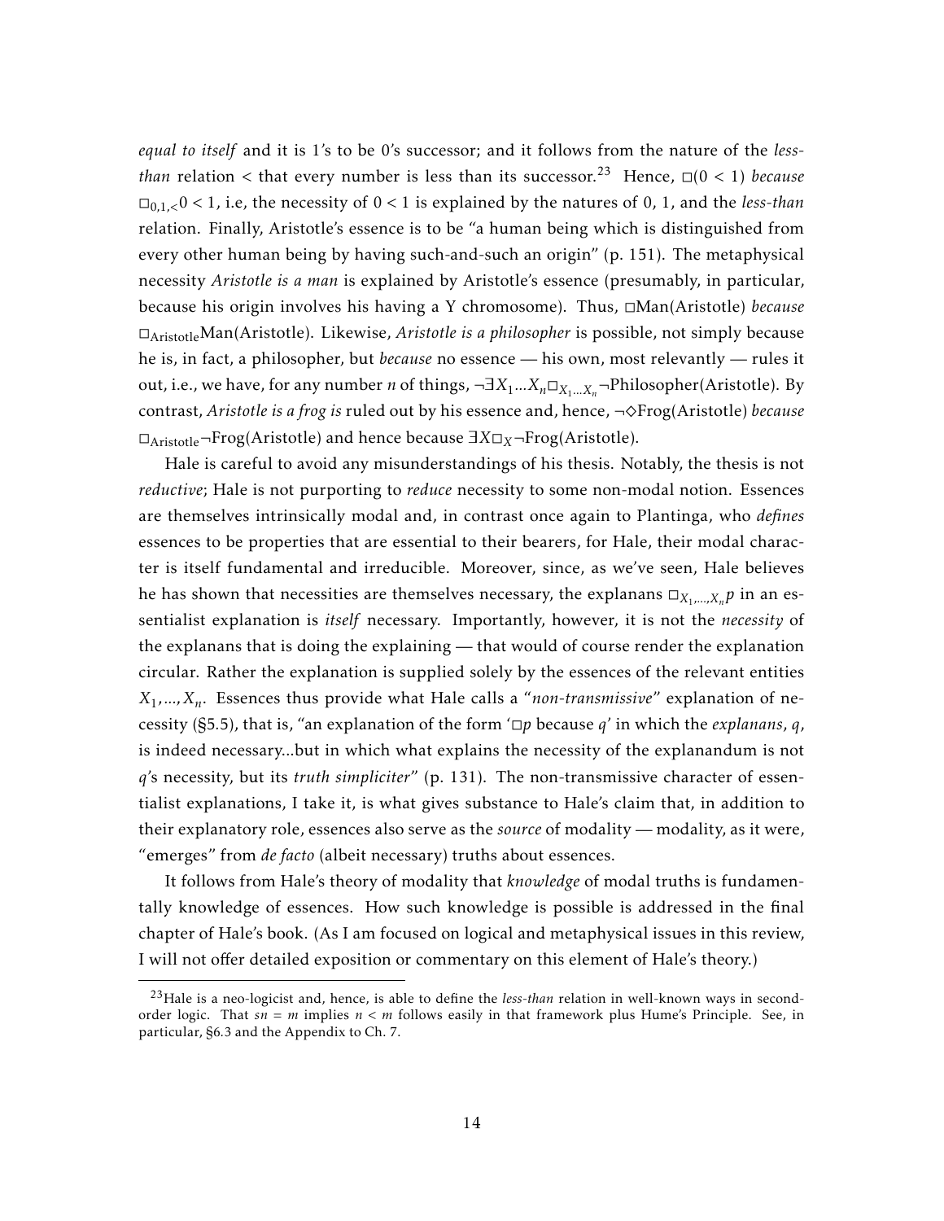*equal to itself* and it is 1's to be 0's successor; and it follows from the nature of the *less-than* relation < that every number is less than its successor.[23] Hence, $\Box(0 < 1)$ *because* $\Box_{0,1,<} 0 < 1$, i.e, the necessity of $0 < 1$ is explained by the natures of 0, 1, and the *less-than* relation. Finally, Aristotle's essence is to be "a human being which is distinguished from every other human being by having such-and-such an origin" (p. 151). The metaphysical necessity *Aristotle is a man* is explained by Aristotle's essence (presumably, in particular, because his origin involves his having a Y chromosome). Thus, $\Box$Man(Aristotle) *because* $\Box_{\text{Aristotle}}$Man(Aristotle). Likewise, *Aristotle is a philosopher* is possible, not simply because he is, in fact, a philosopher, but *because* no essence — his own, most relevantly — rules it out, i.e., we have, for any number $n$ of things, $\neg\exists X_1...X_n \Box_{X_1...X_n} \neg$Philosopher(Aristotle). By contrast, *Aristotle is a frog is* ruled out by his essence and, hence, $\neg\Diamond$Frog(Aristotle) *because* $\Box_{\text{Aristotle}}\neg$Frog(Aristotle) and hence because $\exists X \Box_X \neg$Frog(Aristotle).

Hale is careful to avoid any misunderstandings of his thesis. Notably, the thesis is not *reductive*; Hale is not purporting to *reduce* necessity to some non-modal notion. Essences are themselves intrinsically modal and, in contrast once again to Plantinga, who *defines* essences to be properties that are essential to their bearers, for Hale, their modal character is itself fundamental and irreducible. Moreover, since, as we've seen, Hale believes he has shown that necessities are themselves necessary, the explanans $\Box_{X_1,...,X_n} p$ in an essentialist explanation is *itself* necessary. Importantly, however, it is not the *necessity* of the explanans that is doing the explaining — that would of course render the explanation circular. Rather the explanation is supplied solely by the essences of the relevant entities $X_1, ..., X_n$. Essences thus provide what Hale calls a "*non-transmissive*" explanation of necessity (§5.5), that is, "an explanation of the form '$\Box p$ because $q$' in which the *explanans*, $q$, is indeed necessary...but in which what explains the necessity of the explanandum is not $q$'s necessity, but its *truth simpliciter*" (p. 131). The non-transmissive character of essentialist explanations, I take it, is what gives substance to Hale's claim that, in addition to their explanatory role, essences also serve as the *source* of modality — modality, as it were, "emerges" from *de facto* (albeit necessary) truths about essences.

It follows from Hale's theory of modality that *knowledge* of modal truths is fundamentally knowledge of essences. How such knowledge is possible is addressed in the final chapter of Hale's book. (As I am focused on logical and metaphysical issues in this review, I will not offer detailed exposition or commentary on this element of Hale's theory.)

[23] Hale is a neo-logicist and, hence, is able to define the *less-than* relation in well-known ways in second-order logic. That $sn = m$ implies $n < m$ follows easily in that framework plus Hume's Principle. See, in particular, §6.3 and the Appendix to Ch. 7.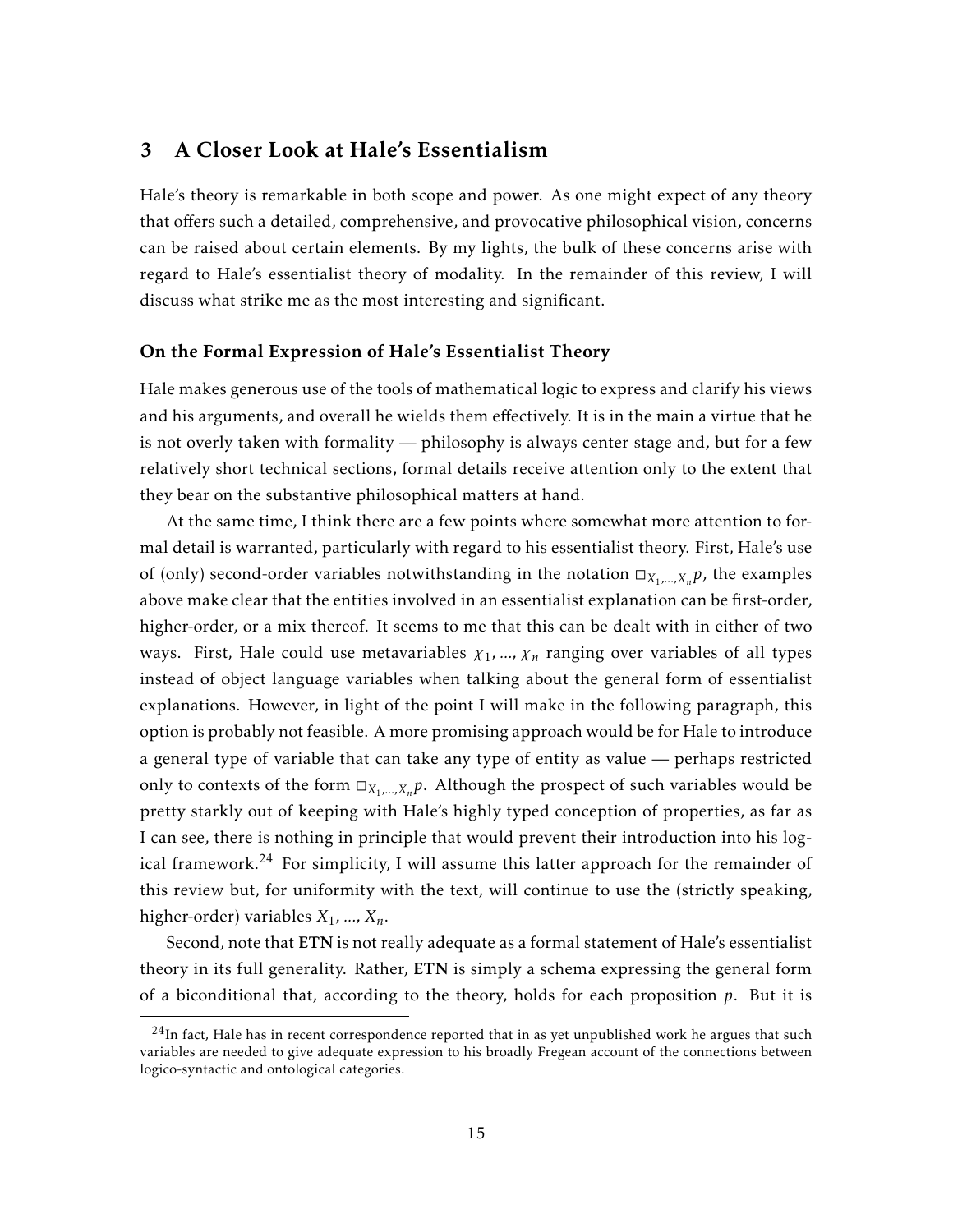## 3 A Closer Look at Hale's Essentialism

Hale's theory is remarkable in both scope and power. As one might expect of any theory that offers such a detailed, comprehensive, and provocative philosophical vision, concerns can be raised about certain elements. By my lights, the bulk of these concerns arise with regard to Hale's essentialist theory of modality. In the remainder of this review, I will discuss what strike me as the most interesting and significant.

### On the Formal Expression of Hale's Essentialist Theory

Hale makes generous use of the tools of mathematical logic to express and clarify his views and his arguments, and overall he wields them effectively. It is in the main a virtue that he is not overly taken with formality — philosophy is always center stage and, but for a few relatively short technical sections, formal details receive attention only to the extent that they bear on the substantive philosophical matters at hand.

At the same time, I think there are a few points where somewhat more attention to formal detail is warranted, particularly with regard to his essentialist theory. First, Hale's use of (only) second-order variables notwithstanding in the notation $\Box_{X_1,\ldots,X_n} p$, the examples above make clear that the entities involved in an essentialist explanation can be first-order, higher-order, or a mix thereof. It seems to me that this can be dealt with in either of two ways. First, Hale could use metavariables $\chi_1, \ldots, \chi_n$ ranging over variables of all types instead of object language variables when talking about the general form of essentialist explanations. However, in light of the point I will make in the following paragraph, this option is probably not feasible. A more promising approach would be for Hale to introduce a general type of variable that can take any type of entity as value — perhaps restricted only to contexts of the form $\Box_{X_1,\ldots,X_n} p$. Although the prospect of such variables would be pretty starkly out of keeping with Hale's highly typed conception of properties, as far as I can see, there is nothing in principle that would prevent their introduction into his logical framework.[24] For simplicity, I will assume this latter approach for the remainder of this review but, for uniformity with the text, will continue to use the (strictly speaking, higher-order) variables $X_1, \ldots, X_n$.

Second, note that **ETN** is not really adequate as a formal statement of Hale's essentialist theory in its full generality. Rather, **ETN** is simply a schema expressing the general form of a biconditional that, according to the theory, holds for each proposition $p$. But it is

[24] In fact, Hale has in recent correspondence reported that in as yet unpublished work he argues that such variables are needed to give adequate expression to his broadly Fregean account of the connections between logico-syntactic and ontological categories.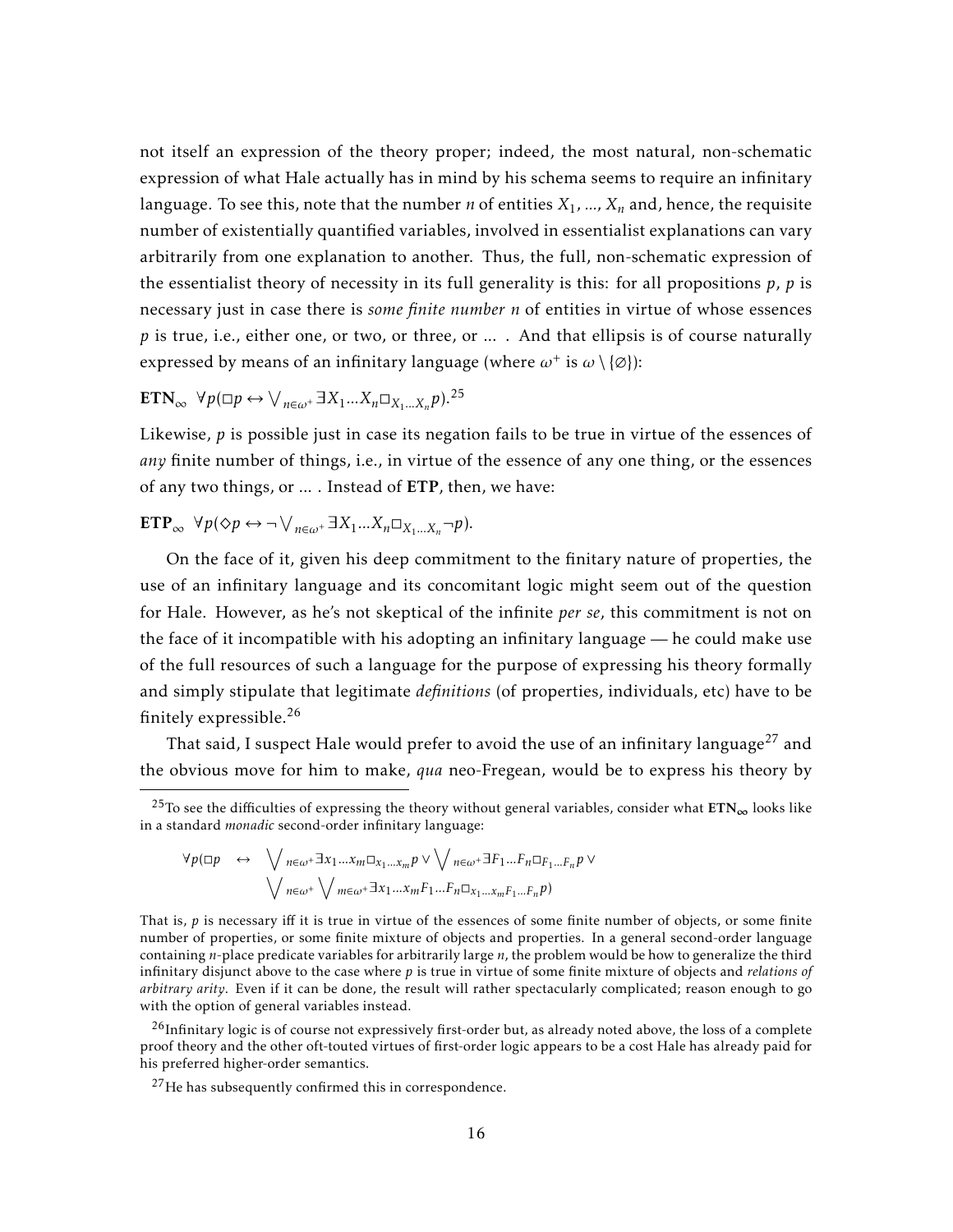not itself an expression of the theory proper; indeed, the most natural, non-schematic expression of what Hale actually has in mind by his schema seems to require an infinitary language. To see this, note that the number $n$ of entities $X_1, ..., X_n$ and, hence, the requisite number of existentially quantified variables, involved in essentialist explanations can vary arbitrarily from one explanation to another. Thus, the full, non-schematic expression of the essentialist theory of necessity in its full generality is this: for all propositions $p$, $p$ is necessary just in case there is *some finite number n* of entities in virtue of whose essences $p$ is true, i.e., either one, or two, or three, or ... . And that ellipsis is of course naturally expressed by means of an infinitary language (where $\omega^+$ is $\omega \setminus \{\varnothing\}$):

**ETN**$_\infty$ $\forall p(\Box p \leftrightarrow \bigvee_{n\in\omega^+} \exists X_1 ... X_n \Box_{X_1...X_n} p)$.[25]

Likewise, $p$ is possible just in case its negation fails to be true in virtue of the essences of *any* finite number of things, i.e., in virtue of the essence of any one thing, or the essences of any two things, or ... . Instead of **ETP**, then, we have:

**ETP**$_\infty$ $\forall p(\Diamond p \leftrightarrow \neg \bigvee_{n\in\omega^+} \exists X_1 ... X_n \Box_{X_1...X_n} \neg p)$.

On the face of it, given his deep commitment to the finitary nature of properties, the use of an infinitary language and its concomitant logic might seem out of the question for Hale. However, as he's not skeptical of the infinite *per se*, this commitment is not on the face of it incompatible with his adopting an infinitary language — he could make use of the full resources of such a language for the purpose of expressing his theory formally and simply stipulate that legitimate *definitions* (of properties, individuals, etc) have to be finitely expressible.[26]

That said, I suspect Hale would prefer to avoid the use of an infinitary language[27] and the obvious move for him to make, *qua* neo-Fregean, would be to express his theory by

---

[25] To see the difficulties of expressing the theory without general variables, consider what **ETN**$_\infty$ looks like in a standard *monadic* second-order infinitary language:

$$\forall p(\Box p \quad \leftrightarrow \quad \bigvee_{n\in\omega^+} \exists x_1 ... x_m \Box_{x_1...x_m} p \vee \bigvee_{n\in\omega^+} \exists F_1 ... F_n \Box_{F_1...F_n} p \vee \bigvee_{n\in\omega^+} \bigvee_{m\in\omega^+} \exists x_1 ... x_m F_1 ... F_n \Box_{x_1...x_m F_1...F_n} p)$$

That is, $p$ is necessary iff it is true in virtue of the essences of some finite number of objects, or some finite number of properties, or some finite mixture of objects and properties. In a general second-order language containing $n$-place predicate variables for arbitrarily large $n$, the problem would be how to generalize the third infinitary disjunct above to the case where $p$ is true in virtue of some finite mixture of objects and *relations of arbitrary arity*. Even if it can be done, the result will rather spectacularly complicated; reason enough to go with the option of general variables instead.

[26] Infinitary logic is of course not expressively first-order but, as already noted above, the loss of a complete proof theory and the other oft-touted virtues of first-order logic appears to be a cost Hale has already paid for his preferred higher-order semantics.

[27] He has subsequently confirmed this in correspondence.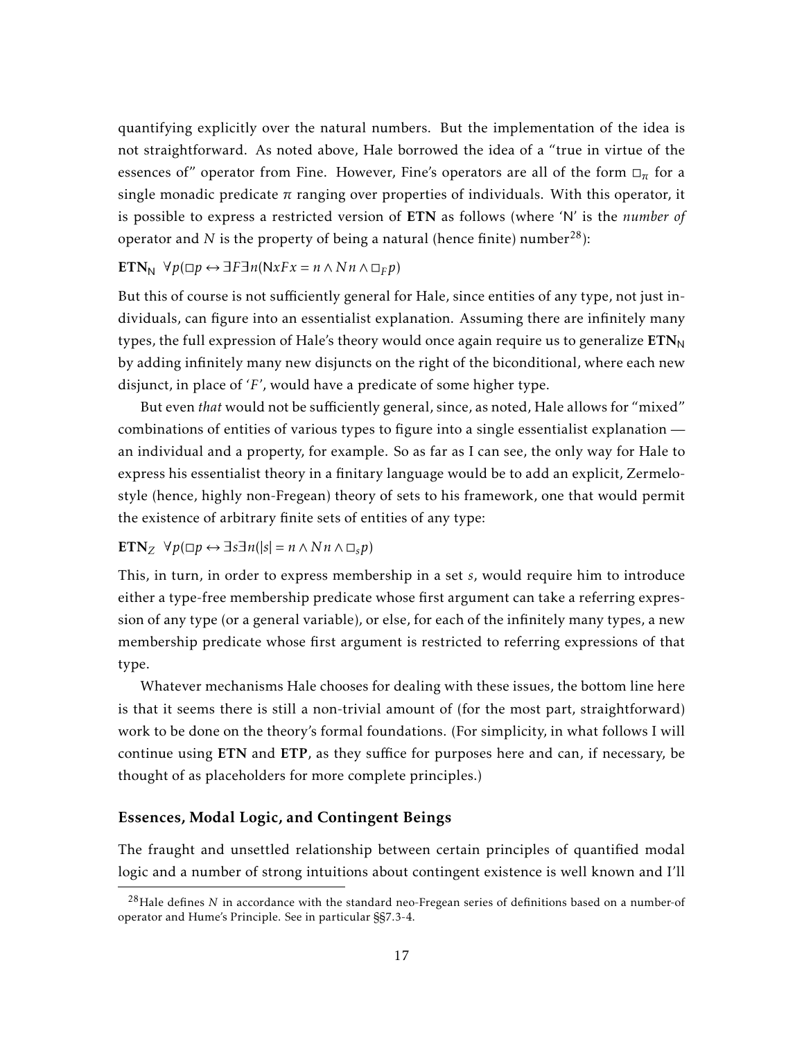quantifying explicitly over the natural numbers. But the implementation of the idea is not straightforward. As noted above, Hale borrowed the idea of a "true in virtue of the essences of" operator from Fine. However, Fine's operators are all of the form $\Box_\pi$ for a single monadic predicate $\pi$ ranging over properties of individuals. With this operator, it is possible to express a restricted version of **ETN** as follows (where 'N' is the *number of* operator and $N$ is the property of being a natural (hence finite) number[28]):

**ETN**$_{\mathsf{N}}$ $\forall p(\Box p \leftrightarrow \exists F \exists n(\mathsf{N}xFx = n \wedge Nn \wedge \Box_F p)$

But this of course is not sufficiently general for Hale, since entities of any type, not just individuals, can figure into an essentialist explanation. Assuming there are infinitely many types, the full expression of Hale's theory would once again require us to generalize **ETN**$_{\mathsf{N}}$ by adding infinitely many new disjuncts on the right of the biconditional, where each new disjunct, in place of '$F$', would have a predicate of some higher type.

But even *that* would not be sufficiently general, since, as noted, Hale allows for "mixed" combinations of entities of various types to figure into a single essentialist explanation — an individual and a property, for example. So as far as I can see, the only way for Hale to express his essentialist theory in a finitary language would be to add an explicit, Zermelo-style (hence, highly non-Fregean) theory of sets to his framework, one that would permit the existence of arbitrary finite sets of entities of any type:

**ETN**$_Z$ $\forall p(\Box p \leftrightarrow \exists s \exists n(|s| = n \wedge Nn \wedge \Box_s p)$

This, in turn, in order to express membership in a set $s$, would require him to introduce either a type-free membership predicate whose first argument can take a referring expression of any type (or a general variable), or else, for each of the infinitely many types, a new membership predicate whose first argument is restricted to referring expressions of that type.

Whatever mechanisms Hale chooses for dealing with these issues, the bottom line here is that it seems there is still a non-trivial amount of (for the most part, straightforward) work to be done on the theory's formal foundations. (For simplicity, in what follows I will continue using **ETN** and **ETP**, as they suffice for purposes here and can, if necessary, be thought of as placeholders for more complete principles.)

### Essences, Modal Logic, and Contingent Beings

The fraught and unsettled relationship between certain principles of quantified modal logic and a number of strong intuitions about contingent existence is well known and I'll

[28] Hale defines $N$ in accordance with the standard neo-Fregean series of definitions based on a number-of operator and Hume's Principle. See in particular §§7.3-4.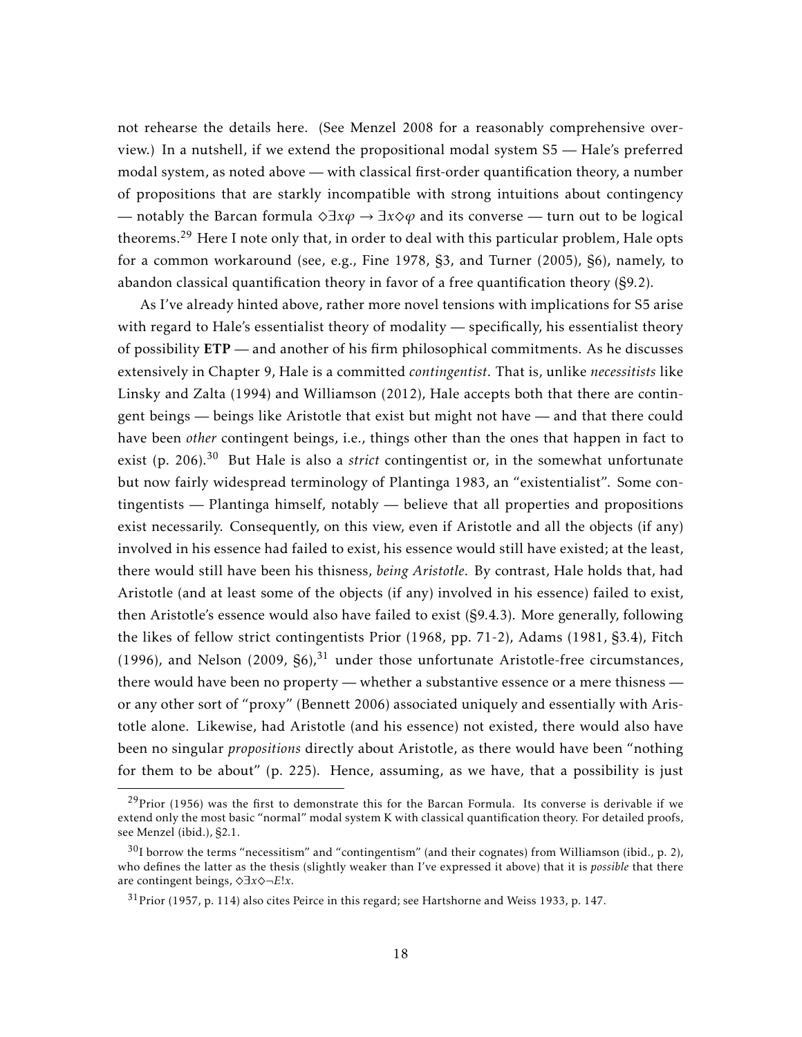not rehearse the details here. (See Menzel 2008 for a reasonably comprehensive overview.) In a nutshell, if we extend the propositional modal system S5 — Hale's preferred modal system, as noted above — with classical first-order quantification theory, a number of propositions that are starkly incompatible with strong intuitions about contingency — notably the Barcan formula $\Diamond\exists x\varphi \to \exists x\Diamond\varphi$ and its converse — turn out to be logical theorems.[29] Here I note only that, in order to deal with this particular problem, Hale opts for a common workaround (see, e.g., Fine 1978, §3, and Turner (2005), §6), namely, to abandon classical quantification theory in favor of a free quantification theory (§9.2).

As I've already hinted above, rather more novel tensions with implications for S5 arise with regard to Hale's essentialist theory of modality — specifically, his essentialist theory of possibility **ETP** — and another of his firm philosophical commitments. As he discusses extensively in Chapter 9, Hale is a committed *contingentist*. That is, unlike *necessitists* like Linsky and Zalta (1994) and Williamson (2012), Hale accepts both that there are contingent beings — beings like Aristotle that exist but might not have — and that there could have been *other* contingent beings, i.e., things other than the ones that happen in fact to exist (p. 206).[30] But Hale is also a *strict* contingentist or, in the somewhat unfortunate but now fairly widespread terminology of Plantinga 1983, an "existentialist". Some contingentists — Plantinga himself, notably — believe that all properties and propositions exist necessarily. Consequently, on this view, even if Aristotle and all the objects (if any) involved in his essence had failed to exist, his essence would still have existed; at the least, there would still have been his thisness, *being Aristotle*. By contrast, Hale holds that, had Aristotle (and at least some of the objects (if any) involved in his essence) failed to exist, then Aristotle's essence would also have failed to exist (§9.4.3). More generally, following the likes of fellow strict contingentists Prior (1968, pp. 71-2), Adams (1981, §3.4), Fitch (1996), and Nelson (2009, §6),[31] under those unfortunate Aristotle-free circumstances, there would have been no property — whether a substantive essence or a mere thisness — or any other sort of "proxy" (Bennett 2006) associated uniquely and essentially with Aristotle alone. Likewise, had Aristotle (and his essence) not existed, there would also have been no singular *propositions* directly about Aristotle, as there would have been "nothing for them to be about" (p. 225). Hence, assuming, as we have, that a possibility is just

---

[29] Prior (1956) was the first to demonstrate this for the Barcan Formula. Its converse is derivable if we extend only the most basic "normal" modal system K with classical quantification theory. For detailed proofs, see Menzel (ibid.), §2.1.

[30] I borrow the terms "necessitism" and "contingentism" (and their cognates) from Williamson (ibid., p. 2), who defines the latter as the thesis (slightly weaker than I've expressed it above) that it is *possible* that there are contingent beings, $\Diamond\exists x\Diamond\neg E!x$.

[31] Prior (1957, p. 114) also cites Peirce in this regard; see Hartshorne and Weiss 1933, p. 147.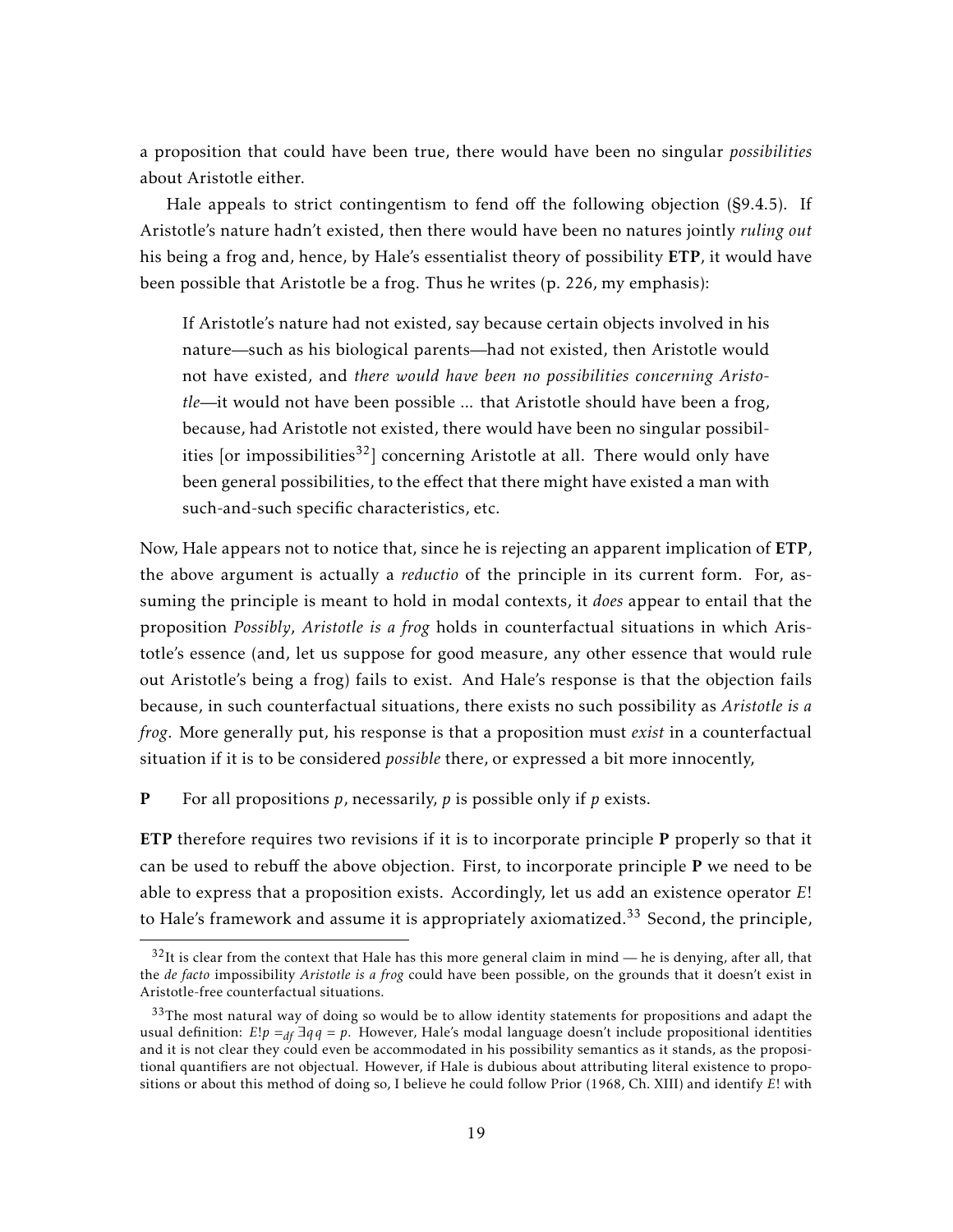a proposition that could have been true, there would have been no singular *possibilities* about Aristotle either.

Hale appeals to strict contingentism to fend off the following objection (§9.4.5). If Aristotle's nature hadn't existed, then there would have been no natures jointly *ruling out* his being a frog and, hence, by Hale's essentialist theory of possibility **ETP**, it would have been possible that Aristotle be a frog. Thus he writes (p. 226, my emphasis):

> If Aristotle's nature had not existed, say because certain objects involved in his nature—such as his biological parents—had not existed, then Aristotle would not have existed, and *there would have been no possibilities concerning Aristotle*—it would not have been possible ... that Aristotle should have been a frog, because, had Aristotle not existed, there would have been no singular possibilities [or impossibilities[32]] concerning Aristotle at all. There would only have been general possibilities, to the effect that there might have existed a man with such-and-such specific characteristics, etc.

Now, Hale appears not to notice that, since he is rejecting an apparent implication of **ETP**, the above argument is actually a *reductio* of the principle in its current form. For, assuming the principle is meant to hold in modal contexts, it *does* appear to entail that the proposition *Possibly, Aristotle is a frog* holds in counterfactual situations in which Aristotle's essence (and, let us suppose for good measure, any other essence that would rule out Aristotle's being a frog) fails to exist. And Hale's response is that the objection fails because, in such counterfactual situations, there exists no such possibility as *Aristotle is a frog*. More generally put, his response is that a proposition must *exist* in a counterfactual situation if it is to be considered *possible* there, or expressed a bit more innocently,

**P** For all propositions $p$, necessarily, $p$ is possible only if $p$ exists.

**ETP** therefore requires two revisions if it is to incorporate principle **P** properly so that it can be used to rebuff the above objection. First, to incorporate principle **P** we need to be able to express that a proposition exists. Accordingly, let us add an existence operator $E!$ to Hale's framework and assume it is appropriately axiomatized.[33] Second, the principle,

[32] It is clear from the context that Hale has this more general claim in mind — he is denying, after all, that the *de facto* impossibility *Aristotle is a frog* could have been possible, on the grounds that it doesn't exist in Aristotle-free counterfactual situations.

[33] The most natural way of doing so would be to allow identity statements for propositions and adapt the usual definition: $E!p =_{df} \exists q\, q = p$. However, Hale's modal language doesn't include propositional identities and it is not clear they could even be accommodated in his possibility semantics as it stands, as the propositional quantifiers are not objectual. However, if Hale is dubious about attributing literal existence to propositions or about this method of doing so, I believe he could follow Prior (1968, Ch. XIII) and identify $E!$ with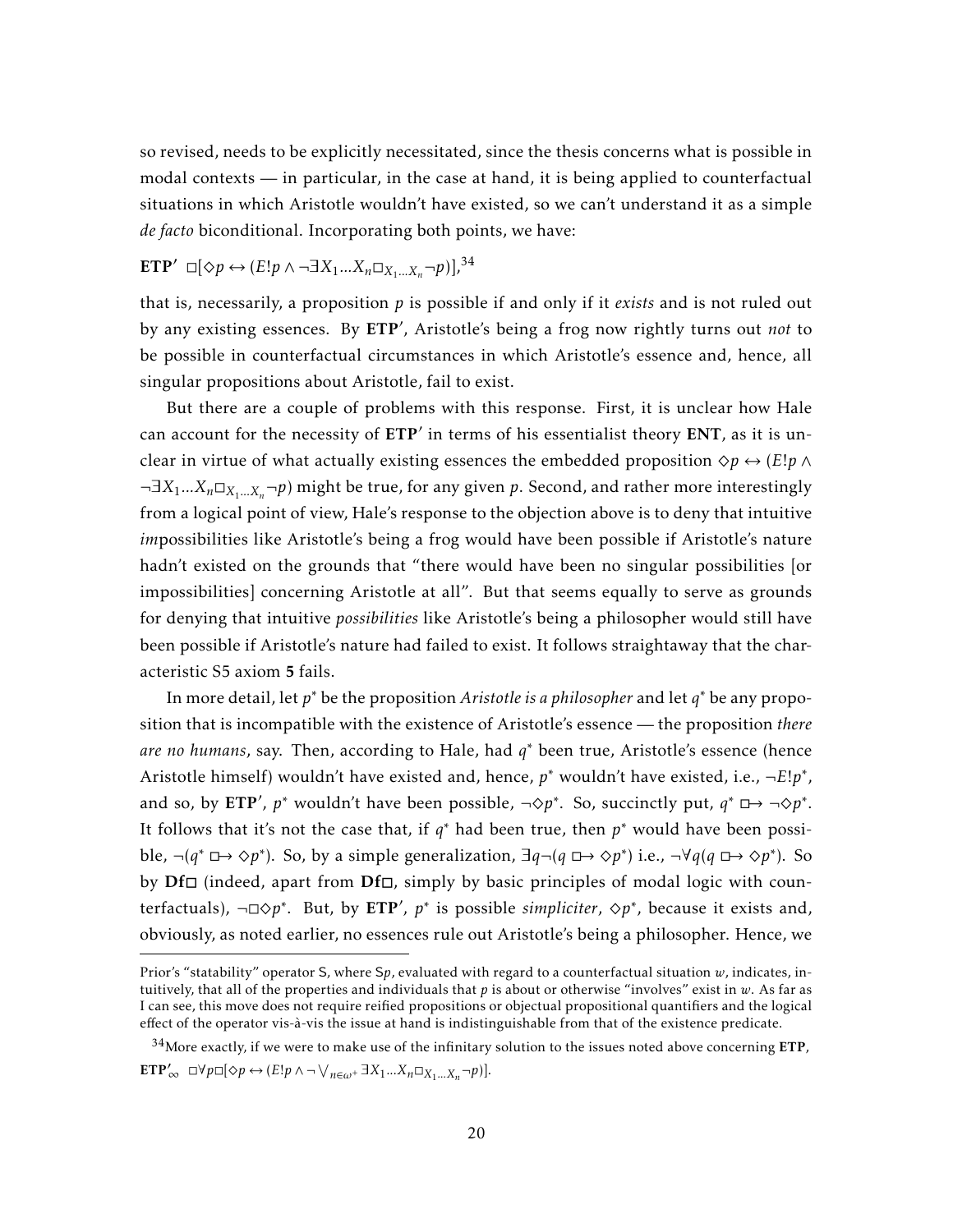so revised, needs to be explicitly necessitated, since the thesis concerns what is possible in modal contexts — in particular, in the case at hand, it is being applied to counterfactual situations in which Aristotle wouldn't have existed, so we can't understand it as a simple *de facto* biconditional. Incorporating both points, we have:

**ETP′** $\Box[\Diamond p \leftrightarrow (E!p \wedge \neg\exists X_1 ... X_n \Box_{X_1...X_n} \neg p)]$,[34]

that is, necessarily, a proposition $p$ is possible if and only if it *exists* and is not ruled out by any existing essences. By **ETP′**, Aristotle's being a frog now rightly turns out *not* to be possible in counterfactual circumstances in which Aristotle's essence and, hence, all singular propositions about Aristotle, fail to exist.

But there are a couple of problems with this response. First, it is unclear how Hale can account for the necessity of **ETP′** in terms of his essentialist theory **ENT**, as it is unclear in virtue of what actually existing essences the embedded proposition $\Diamond p \leftrightarrow (E!p \wedge \neg\exists X_1 ... X_n \Box_{X_1...X_n} \neg p)$ might be true, for any given $p$. Second, and rather more interestingly from a logical point of view, Hale's response to the objection above is to deny that intuitive *im*possibilities like Aristotle's being a frog would have been possible if Aristotle's nature hadn't existed on the grounds that "there would have been no singular possibilities [or impossibilities] concerning Aristotle at all". But that seems equally to serve as grounds for denying that intuitive *possibilities* like Aristotle's being a philosopher would still have been possible if Aristotle's nature had failed to exist. It follows straightaway that the characteristic S5 axiom **5** fails.

In more detail, let $p^*$ be the proposition *Aristotle is a philosopher* and let $q^*$ be any proposition that is incompatible with the existence of Aristotle's essence — the proposition *there are no humans*, say. Then, according to Hale, had $q^*$ been true, Aristotle's essence (hence Aristotle himself) wouldn't have existed and, hence, $p^*$ wouldn't have existed, i.e., $\neg E!p^*$, and so, by **ETP′**, $p^*$ wouldn't have been possible, $\neg\Diamond p^*$. So, succinctly put, $q^* \mathrel{\Box\!\!\rightarrow} \neg\Diamond p^*$. It follows that it's not the case that, if $q^*$ had been true, then $p^*$ would have been possible, $\neg(q^* \mathrel{\Box\!\!\rightarrow} \Diamond p^*)$. So, by a simple generalization, $\exists q \neg(q \mathrel{\Box\!\!\rightarrow} \Diamond p^*)$ i.e., $\neg\forall q(q \mathrel{\Box\!\!\rightarrow} \Diamond p^*)$. So by **Df**$\Box$ (indeed, apart from **Df**$\Box$, simply by basic principles of modal logic with counterfactuals), $\neg\Box\Diamond p^*$. But, by **ETP′**, $p^*$ is possible *simpliciter*, $\Diamond p^*$, because it exists and, obviously, as noted earlier, no essences rule out Aristotle's being a philosopher. Hence, we

---

Prior's "statability" operator S, where S$p$, evaluated with regard to a counterfactual situation $w$, indicates, intuitively, that all of the properties and individuals that $p$ is about or otherwise "involves" exist in $w$. As far as I can see, this move does not require reified propositions or objectual propositional quantifiers and the logical effect of the operator vis-à-vis the issue at hand is indistinguishable from that of the existence predicate.

[34] More exactly, if we were to make use of the infinitary solution to the issues noted above concerning **ETP**, **ETP′**$_\infty$ $\Box\forall p\Box[\Diamond p \leftrightarrow (E!p \wedge \neg\bigvee_{n\in\omega^+} \exists X_1 ... X_n \Box_{X_1...X_n} \neg p)]$.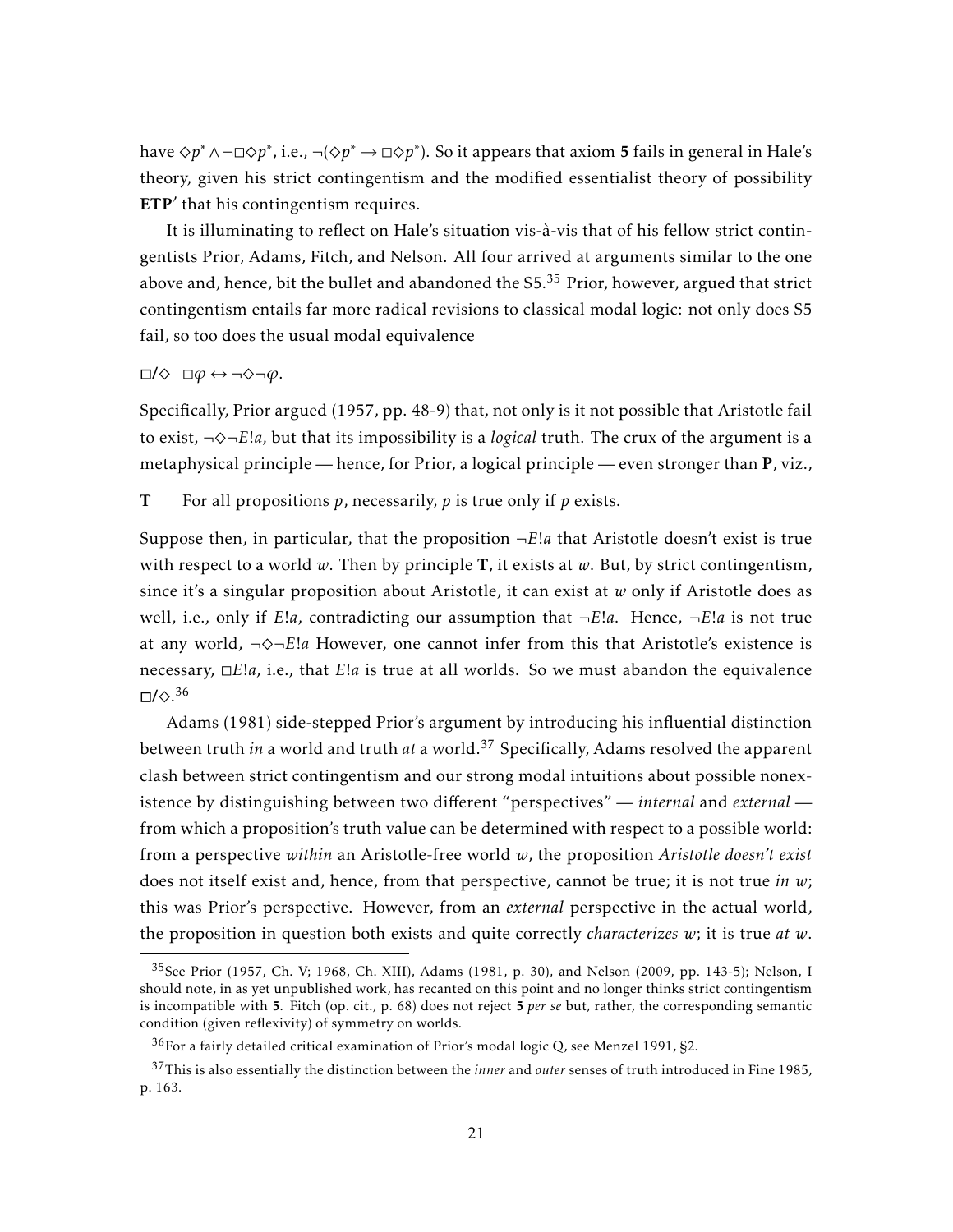have $\Diamond p^* \wedge \neg\Box\Diamond p^*$, i.e., $\neg(\Diamond p^* \rightarrow \Box\Diamond p^*)$. So it appears that axiom **5** fails in general in Hale's theory, given his strict contingentism and the modified essentialist theory of possibility **ETP**′ that his contingentism requires.

It is illuminating to reflect on Hale's situation vis-à-vis that of his fellow strict contingentists Prior, Adams, Fitch, and Nelson. All four arrived at arguments similar to the one above and, hence, bit the bullet and abandoned the S5.[35] Prior, however, argued that strict contingentism entails far more radical revisions to classical modal logic: not only does S5 fail, so too does the usual modal equivalence

**□/◇** $\Box\varphi \leftrightarrow \neg\Diamond\neg\varphi$.

Specifically, Prior argued (1957, pp. 48-9) that, not only is it not possible that Aristotle fail to exist, $\neg\Diamond\neg E!a$, but that its impossibility is a *logical* truth. The crux of the argument is a metaphysical principle — hence, for Prior, a logical principle — even stronger than **P**, viz.,

**T** For all propositions $p$, necessarily, $p$ is true only if $p$ exists.

Suppose then, in particular, that the proposition $\neg E!a$ that Aristotle doesn't exist is true with respect to a world $w$. Then by principle **T**, it exists at $w$. But, by strict contingentism, since it's a singular proposition about Aristotle, it can exist at $w$ only if Aristotle does as well, i.e., only if $E!a$, contradicting our assumption that $\neg E!a$. Hence, $\neg E!a$ is not true at any world, $\neg\Diamond\neg E!a$ However, one cannot infer from this that Aristotle's existence is necessary, $\Box E!a$, i.e., that $E!a$ is true at all worlds. So we must abandon the equivalence **□/◇**.[36]

Adams (1981) side-stepped Prior's argument by introducing his influential distinction between truth *in* a world and truth *at* a world.[37] Specifically, Adams resolved the apparent clash between strict contingentism and our strong modal intuitions about possible nonexistence by distinguishing between two different "perspectives" — *internal* and *external* — from which a proposition's truth value can be determined with respect to a possible world: from a perspective *within* an Aristotle-free world $w$, the proposition *Aristotle doesn't exist* does not itself exist and, hence, from that perspective, cannot be true; it is not true *in* $w$; this was Prior's perspective. However, from an *external* perspective in the actual world, the proposition in question both exists and quite correctly *characterizes* $w$; it is true *at* $w$.

---

[35] See Prior (1957, Ch. V; 1968, Ch. XIII), Adams (1981, p. 30), and Nelson (2009, pp. 143-5); Nelson, I should note, in as yet unpublished work, has recanted on this point and no longer thinks strict contingentism is incompatible with **5**. Fitch (op. cit., p. 68) does not reject **5** *per se* but, rather, the corresponding semantic condition (given reflexivity) of symmetry on worlds.

[36] For a fairly detailed critical examination of Prior's modal logic Q, see Menzel 1991, §2.

[37] This is also essentially the distinction between the *inner* and *outer* senses of truth introduced in Fine 1985, p. 163.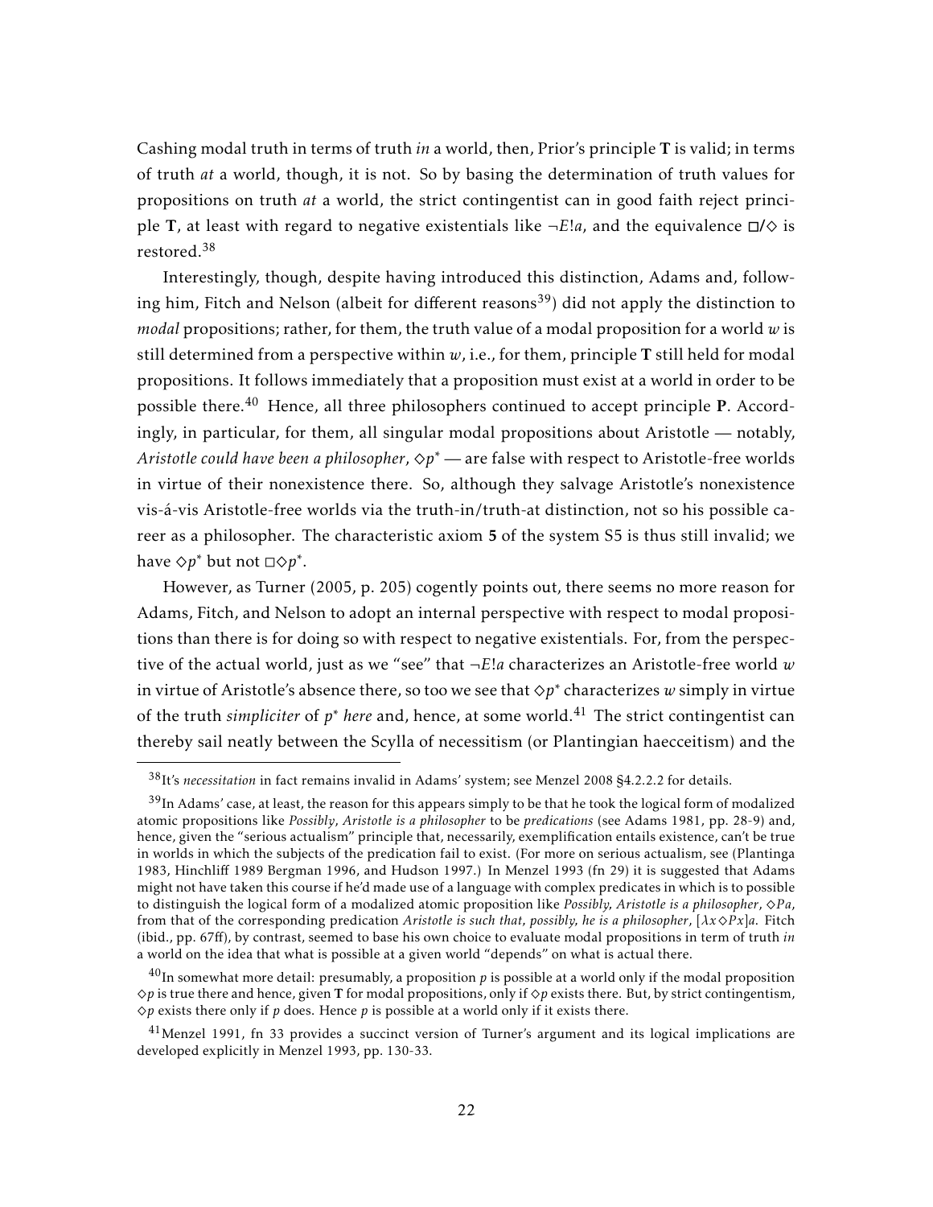Cashing modal truth in terms of truth *in* a world, then, Prior's principle **T** is valid; in terms of truth *at* a world, though, it is not. So by basing the determination of truth values for propositions on truth *at* a world, the strict contingentist can in good faith reject principle **T**, at least with regard to negative existentials like $\neg E!a$, and the equivalence $\Box/\Diamond$ is restored.[38]

Interestingly, though, despite having introduced this distinction, Adams and, following him, Fitch and Nelson (albeit for different reasons[39]) did not apply the distinction to *modal* propositions; rather, for them, the truth value of a modal proposition for a world $w$ is still determined from a perspective within $w$, i.e., for them, principle **T** still held for modal propositions. It follows immediately that a proposition must exist at a world in order to be possible there.[40] Hence, all three philosophers continued to accept principle **P**. Accordingly, in particular, for them, all singular modal propositions about Aristotle — notably, *Aristotle could have been a philosopher*, $\Diamond p^*$ — are false with respect to Aristotle-free worlds in virtue of their nonexistence there. So, although they salvage Aristotle's nonexistence vis-á-vis Aristotle-free worlds via the truth-in/truth-at distinction, not so his possible career as a philosopher. The characteristic axiom **5** of the system S5 is thus still invalid; we have $\Diamond p^*$ but not $\Box\Diamond p^*$.

However, as Turner (2005, p. 205) cogently points out, there seems no more reason for Adams, Fitch, and Nelson to adopt an internal perspective with respect to modal propositions than there is for doing so with respect to negative existentials. For, from the perspective of the actual world, just as we "see" that $\neg E!a$ characterizes an Aristotle-free world $w$ in virtue of Aristotle's absence there, so too we see that $\Diamond p^*$ characterizes $w$ simply in virtue of the truth *simpliciter* of $p^*$ *here* and, hence, at some world.[41] The strict contingentist can thereby sail neatly between the Scylla of necessitism (or Plantingian haecceitism) and the

---

[38] It's *necessitation* in fact remains invalid in Adams' system; see Menzel 2008 §4.2.2.2 for details.

[39] In Adams' case, at least, the reason for this appears simply to be that he took the logical form of modalized atomic propositions like *Possibly, Aristotle is a philosopher* to be *predications* (see Adams 1981, pp. 28-9) and, hence, given the "serious actualism" principle that, necessarily, exemplification entails existence, can't be true in worlds in which the subjects of the predication fail to exist. (For more on serious actualism, see (Plantinga 1983, Hinchliff 1989 Bergman 1996, and Hudson 1997.) In Menzel 1993 (fn 29) it is suggested that Adams might not have taken this course if he'd made use of a language with complex predicates in which is to possible to distinguish the logical form of a modalized atomic proposition like *Possibly, Aristotle is a philosopher*, $\Diamond Pa$, from that of the corresponding predication *Aristotle is such that, possibly, he is a philosopher*, $[\lambda x \Diamond Px]a$. Fitch (ibid., pp. 67ff), by contrast, seemed to base his own choice to evaluate modal propositions in term of truth *in* a world on the idea that what is possible at a given world "depends" on what is actual there.

[40] In somewhat more detail: presumably, a proposition $p$ is possible at a world only if the modal proposition $\Diamond p$ is true there and hence, given **T** for modal propositions, only if $\Diamond p$ exists there. But, by strict contingentism, $\Diamond p$ exists there only if $p$ does. Hence $p$ is possible at a world only if it exists there.

[41] Menzel 1991, fn 33 provides a succinct version of Turner's argument and its logical implications are developed explicitly in Menzel 1993, pp. 130-33.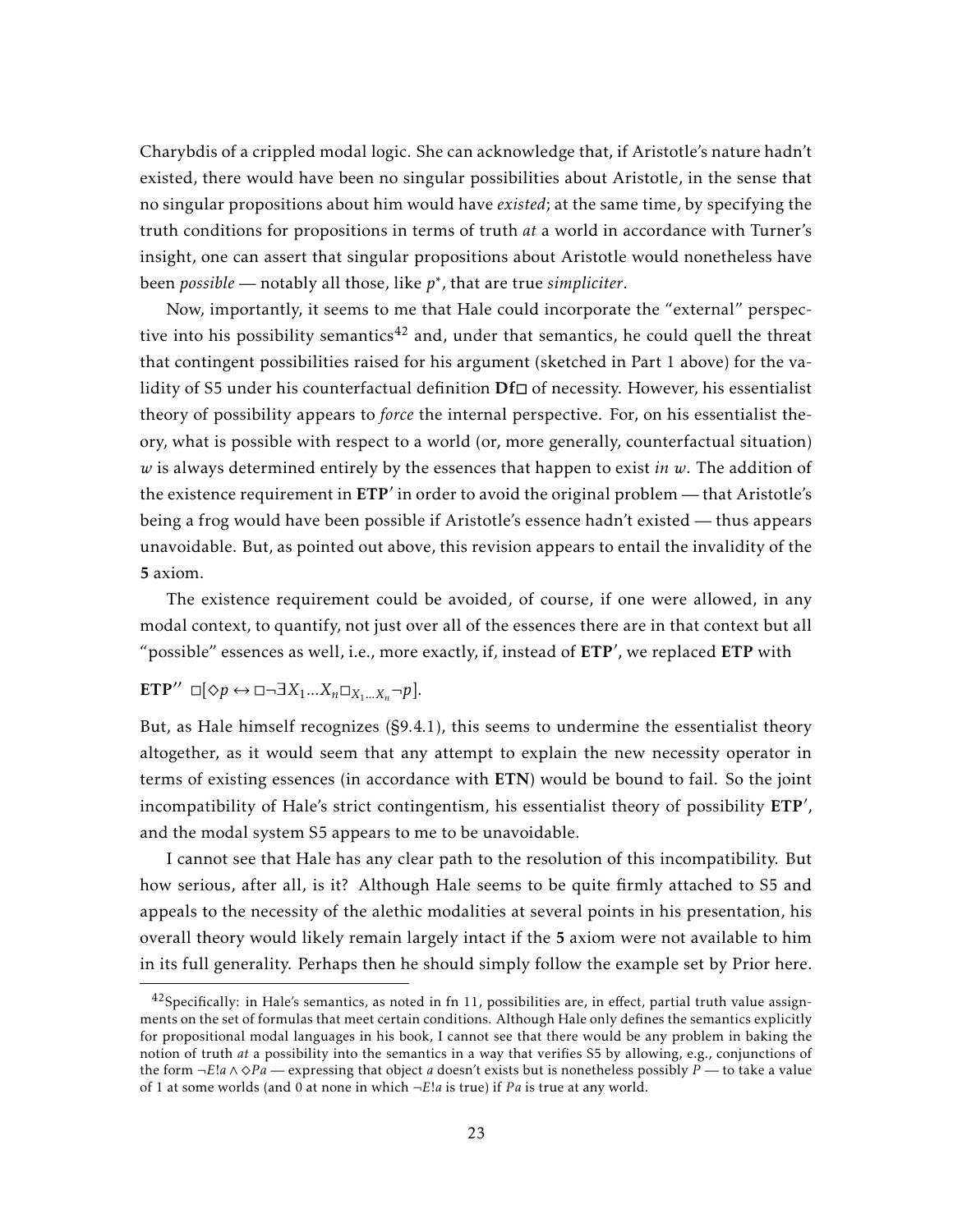Charybdis of a crippled modal logic. She can acknowledge that, if Aristotle's nature hadn't existed, there would have been no singular possibilities about Aristotle, in the sense that no singular propositions about him would have *existed*; at the same time, by specifying the truth conditions for propositions in terms of truth *at* a world in accordance with Turner's insight, one can assert that singular propositions about Aristotle would nonetheless have been *possible* — notably all those, like $p^*$, that are true *simpliciter*.

Now, importantly, it seems to me that Hale could incorporate the "external" perspective into his possibility semantics[42] and, under that semantics, he could quell the threat that contingent possibilities raised for his argument (sketched in Part 1 above) for the validity of S5 under his counterfactual definition **Df**$\Box$ of necessity. However, his essentialist theory of possibility appears to *force* the internal perspective. For, on his essentialist theory, what is possible with respect to a world (or, more generally, counterfactual situation) $w$ is always determined entirely by the essences that happen to exist *in* $w$. The addition of the existence requirement in **ETP**$'$ in order to avoid the original problem — that Aristotle's being a frog would have been possible if Aristotle's essence hadn't existed — thus appears unavoidable. But, as pointed out above, this revision appears to entail the invalidity of the **5** axiom.

The existence requirement could be avoided, of course, if one were allowed, in any modal context, to quantify, not just over all of the essences there are in that context but all "possible" essences as well, i.e., more exactly, if, instead of **ETP**$'$, we replaced **ETP** with

**ETP**$''$ $\Box[\Diamond p \leftrightarrow \Box\neg\exists X_1 ... X_n \Box_{X_1...X_n} \neg p]$.

But, as Hale himself recognizes (§9.4.1), this seems to undermine the essentialist theory altogether, as it would seem that any attempt to explain the new necessity operator in terms of existing essences (in accordance with **ETN**) would be bound to fail. So the joint incompatibility of Hale's strict contingentism, his essentialist theory of possibility **ETP**$'$, and the modal system S5 appears to me to be unavoidable.

I cannot see that Hale has any clear path to the resolution of this incompatibility. But how serious, after all, is it? Although Hale seems to be quite firmly attached to S5 and appeals to the necessity of the alethic modalities at several points in his presentation, his overall theory would likely remain largely intact if the **5** axiom were not available to him in its full generality. Perhaps then he should simply follow the example set by Prior here.

---

[42] Specifically: in Hale's semantics, as noted in fn 11, possibilities are, in effect, partial truth value assignments on the set of formulas that meet certain conditions. Although Hale only defines the semantics explicitly for propositional modal languages in his book, I cannot see that there would be any problem in baking the notion of truth *at* a possibility into the semantics in a way that verifies S5 by allowing, e.g., conjunctions of the form $\neg E!a \wedge \Diamond Pa$ — expressing that object $a$ doesn't exists but is nonetheless possibly $P$ — to take a value of 1 at some worlds (and 0 at none in which $\neg E!a$ is true) if $Pa$ is true at any world.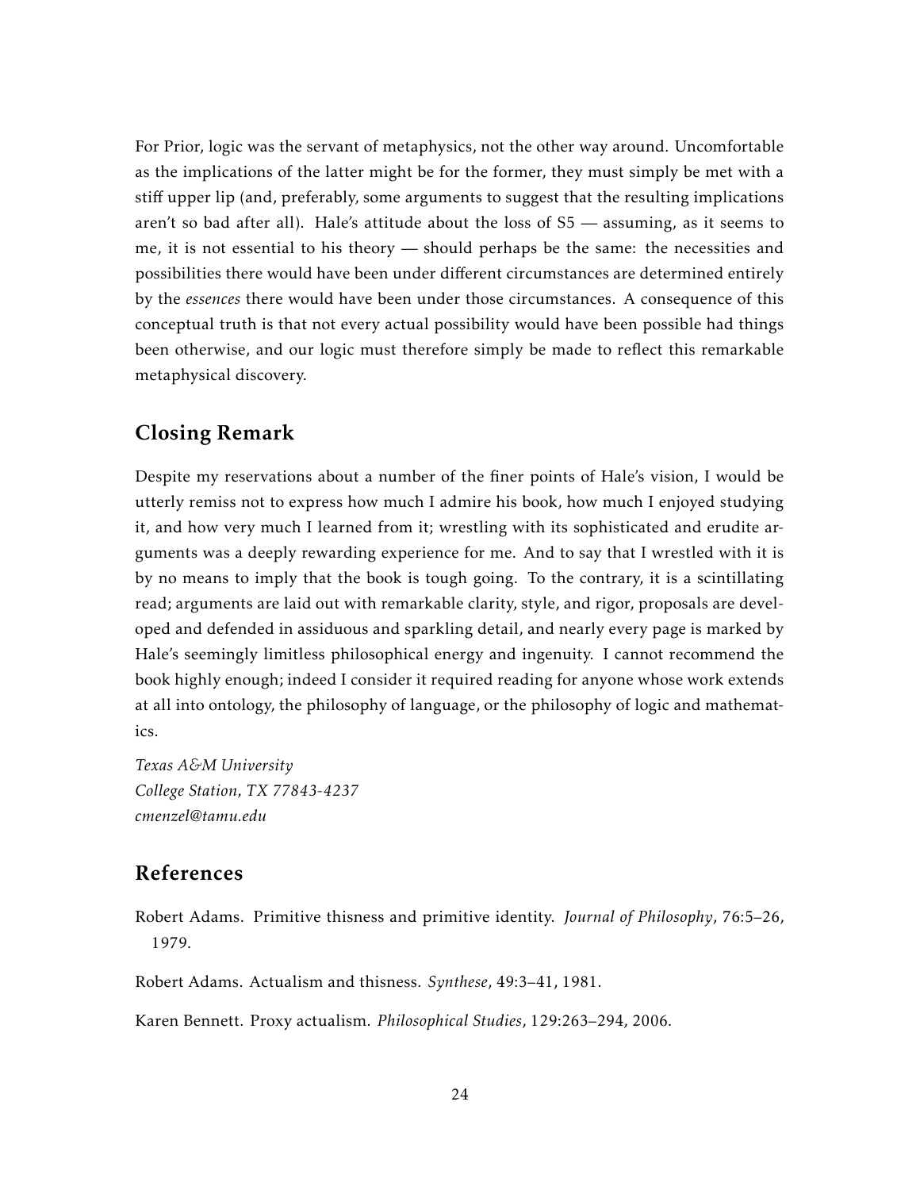For Prior, logic was the servant of metaphysics, not the other way around. Uncomfortable as the implications of the latter might be for the former, they must simply be met with a stiff upper lip (and, preferably, some arguments to suggest that the resulting implications aren't so bad after all). Hale's attitude about the loss of S5 — assuming, as it seems to me, it is not essential to his theory — should perhaps be the same: the necessities and possibilities there would have been under different circumstances are determined entirely by the *essences* there would have been under those circumstances. A consequence of this conceptual truth is that not every actual possibility would have been possible had things been otherwise, and our logic must therefore simply be made to reflect this remarkable metaphysical discovery.

## Closing Remark

Despite my reservations about a number of the finer points of Hale's vision, I would be utterly remiss not to express how much I admire his book, how much I enjoyed studying it, and how very much I learned from it; wrestling with its sophisticated and erudite arguments was a deeply rewarding experience for me. And to say that I wrestled with it is by no means to imply that the book is tough going. To the contrary, it is a scintillating read; arguments are laid out with remarkable clarity, style, and rigor, proposals are developed and defended in assiduous and sparkling detail, and nearly every page is marked by Hale's seemingly limitless philosophical energy and ingenuity. I cannot recommend the book highly enough; indeed I consider it required reading for anyone whose work extends at all into ontology, the philosophy of language, or the philosophy of logic and mathematics.

*Texas A&M University*
*College Station, TX 77843-4237*
*cmenzel@tamu.edu*

## References

Robert Adams. Primitive thisness and primitive identity. *Journal of Philosophy*, 76:5–26, 1979.

Robert Adams. Actualism and thisness. *Synthese*, 49:3–41, 1981.

Karen Bennett. Proxy actualism. *Philosophical Studies*, 129:263–294, 2006.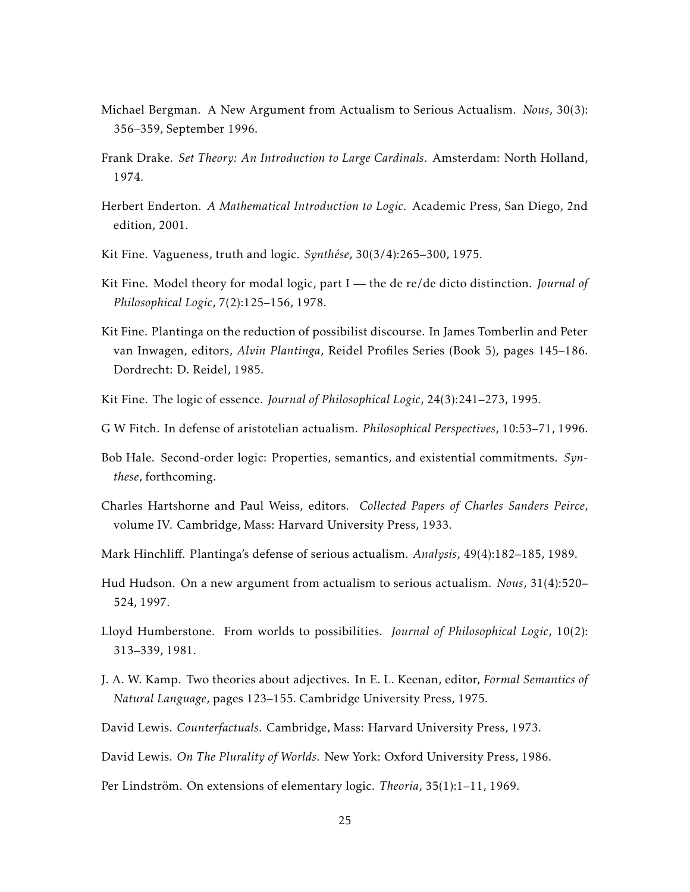Michael Bergman. A New Argument from Actualism to Serious Actualism. *Nous*, 30(3): 356–359, September 1996.

Frank Drake. *Set Theory: An Introduction to Large Cardinals*. Amsterdam: North Holland, 1974.

Herbert Enderton. *A Mathematical Introduction to Logic*. Academic Press, San Diego, 2nd edition, 2001.

Kit Fine. Vagueness, truth and logic. *Synthése*, 30(3/4):265–300, 1975.

Kit Fine. Model theory for modal logic, part I — the de re/de dicto distinction. *Journal of Philosophical Logic*, 7(2):125–156, 1978.

Kit Fine. Plantinga on the reduction of possibilist discourse. In James Tomberlin and Peter van Inwagen, editors, *Alvin Plantinga*, Reidel Profiles Series (Book 5), pages 145–186. Dordrecht: D. Reidel, 1985.

Kit Fine. The logic of essence. *Journal of Philosophical Logic*, 24(3):241–273, 1995.

G W Fitch. In defense of aristotelian actualism. *Philosophical Perspectives*, 10:53–71, 1996.

Bob Hale. Second-order logic: Properties, semantics, and existential commitments. *Synthese*, forthcoming.

Charles Hartshorne and Paul Weiss, editors. *Collected Papers of Charles Sanders Peirce*, volume IV. Cambridge, Mass: Harvard University Press, 1933.

Mark Hinchliff. Plantinga's defense of serious actualism. *Analysis*, 49(4):182–185, 1989.

Hud Hudson. On a new argument from actualism to serious actualism. *Nous*, 31(4):520–524, 1997.

Lloyd Humberstone. From worlds to possibilities. *Journal of Philosophical Logic*, 10(2): 313–339, 1981.

J. A. W. Kamp. Two theories about adjectives. In E. L. Keenan, editor, *Formal Semantics of Natural Language*, pages 123–155. Cambridge University Press, 1975.

David Lewis. *Counterfactuals*. Cambridge, Mass: Harvard University Press, 1973.

David Lewis. *On The Plurality of Worlds*. New York: Oxford University Press, 1986.

Per Lindström. On extensions of elementary logic. *Theoria*, 35(1):1–11, 1969.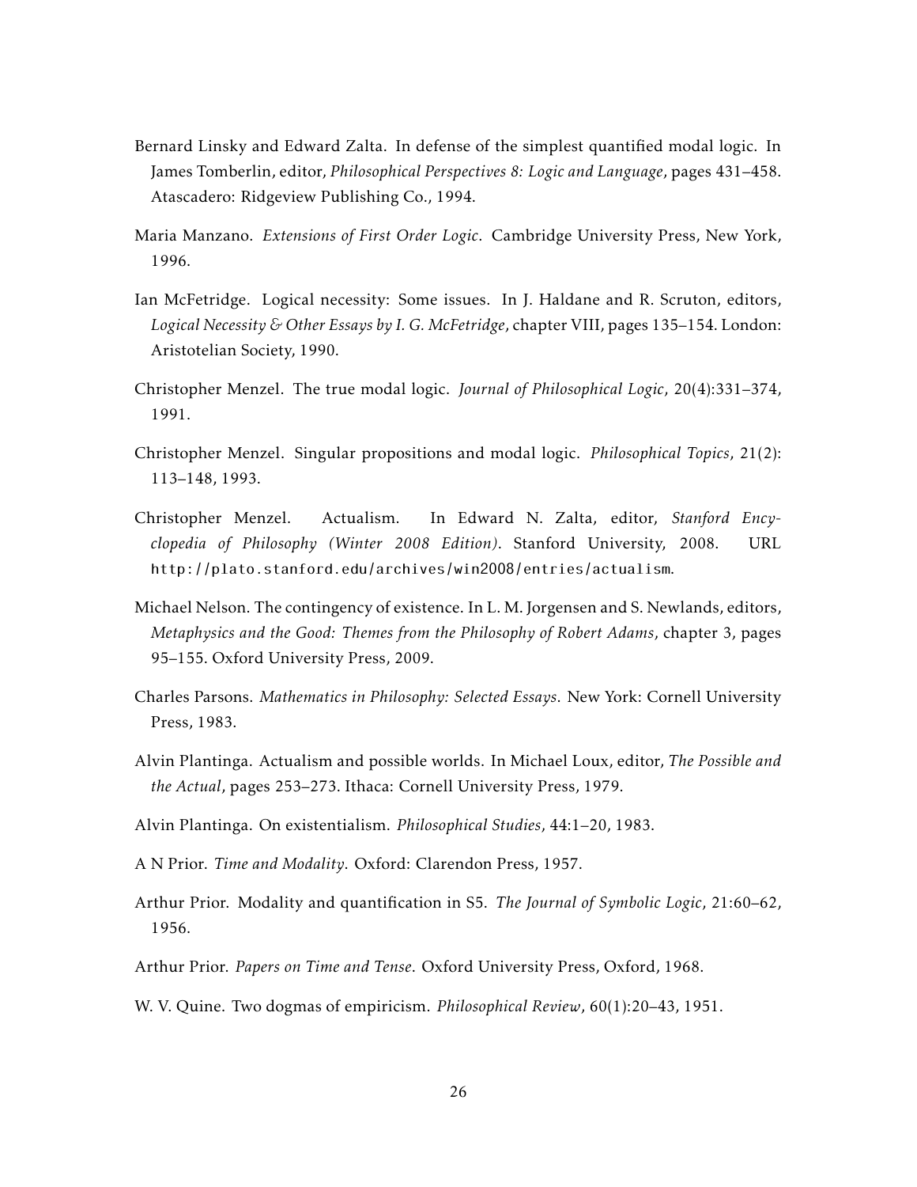Bernard Linsky and Edward Zalta. In defense of the simplest quantified modal logic. In James Tomberlin, editor, *Philosophical Perspectives 8: Logic and Language*, pages 431–458. Atascadero: Ridgeview Publishing Co., 1994.

Maria Manzano. *Extensions of First Order Logic*. Cambridge University Press, New York, 1996.

Ian McFetridge. Logical necessity: Some issues. In J. Haldane and R. Scruton, editors, *Logical Necessity & Other Essays by I. G. McFetridge*, chapter VIII, pages 135–154. London: Aristotelian Society, 1990.

Christopher Menzel. The true modal logic. *Journal of Philosophical Logic*, 20(4):331–374, 1991.

Christopher Menzel. Singular propositions and modal logic. *Philosophical Topics*, 21(2): 113–148, 1993.

Christopher Menzel. Actualism. In Edward N. Zalta, editor, *Stanford Encyclopedia of Philosophy (Winter 2008 Edition)*. Stanford University, 2008. URL http://plato.stanford.edu/archives/win2008/entries/actualism.

Michael Nelson. The contingency of existence. In L. M. Jorgensen and S. Newlands, editors, *Metaphysics and the Good: Themes from the Philosophy of Robert Adams*, chapter 3, pages 95–155. Oxford University Press, 2009.

Charles Parsons. *Mathematics in Philosophy: Selected Essays*. New York: Cornell University Press, 1983.

Alvin Plantinga. Actualism and possible worlds. In Michael Loux, editor, *The Possible and the Actual*, pages 253–273. Ithaca: Cornell University Press, 1979.

Alvin Plantinga. On existentialism. *Philosophical Studies*, 44:1–20, 1983.

A N Prior. *Time and Modality*. Oxford: Clarendon Press, 1957.

Arthur Prior. Modality and quantification in S5. *The Journal of Symbolic Logic*, 21:60–62, 1956.

Arthur Prior. *Papers on Time and Tense*. Oxford University Press, Oxford, 1968.

W. V. Quine. Two dogmas of empiricism. *Philosophical Review*, 60(1):20–43, 1951.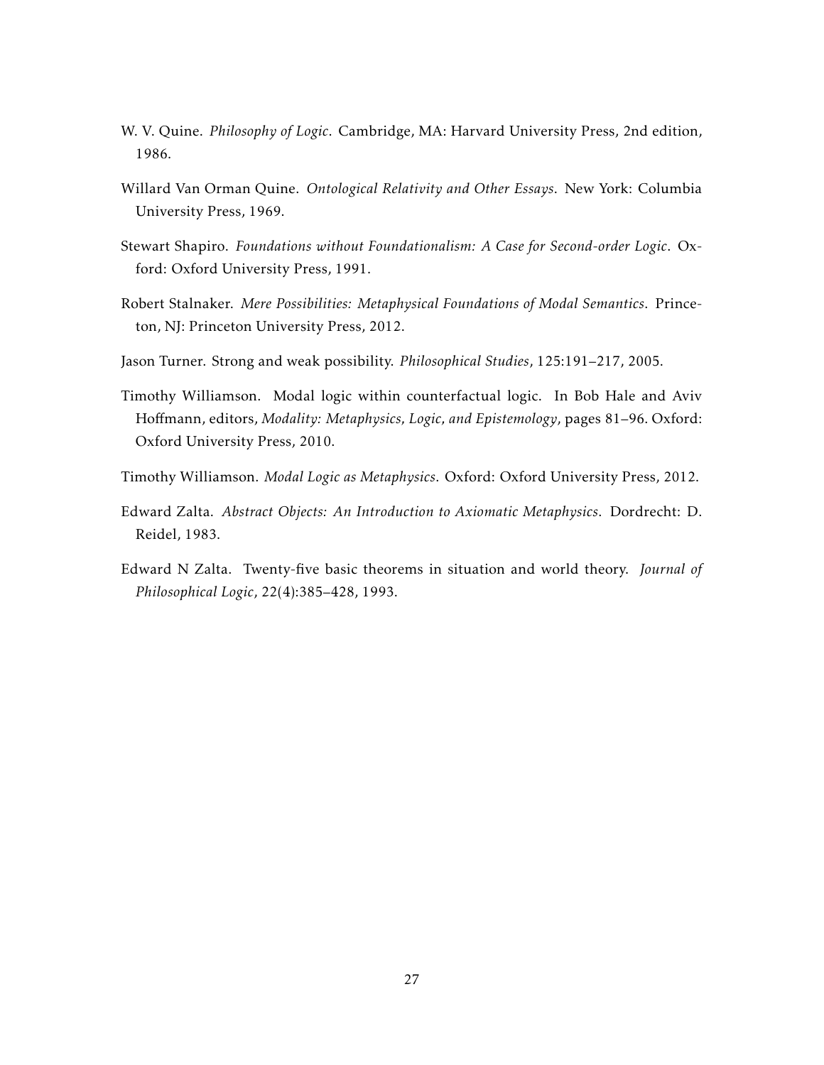W. V. Quine. *Philosophy of Logic*. Cambridge, MA: Harvard University Press, 2nd edition, 1986.

Willard Van Orman Quine. *Ontological Relativity and Other Essays.* New York: Columbia University Press, 1969.

Stewart Shapiro. *Foundations without Foundationalism: A Case for Second-order Logic*. Oxford: Oxford University Press, 1991.

Robert Stalnaker. *Mere Possibilities: Metaphysical Foundations of Modal Semantics*. Princeton, NJ: Princeton University Press, 2012.

Jason Turner. Strong and weak possibility. *Philosophical Studies*, 125:191–217, 2005.

Timothy Williamson. Modal logic within counterfactual logic. In Bob Hale and Aviv Hoffmann, editors, *Modality: Metaphysics, Logic, and Epistemology*, pages 81–96. Oxford: Oxford University Press, 2010.

Timothy Williamson. *Modal Logic as Metaphysics*. Oxford: Oxford University Press, 2012.

Edward Zalta. *Abstract Objects: An Introduction to Axiomatic Metaphysics*. Dordrecht: D. Reidel, 1983.

Edward N Zalta. Twenty-five basic theorems in situation and world theory. *Journal of Philosophical Logic*, 22(4):385–428, 1993.